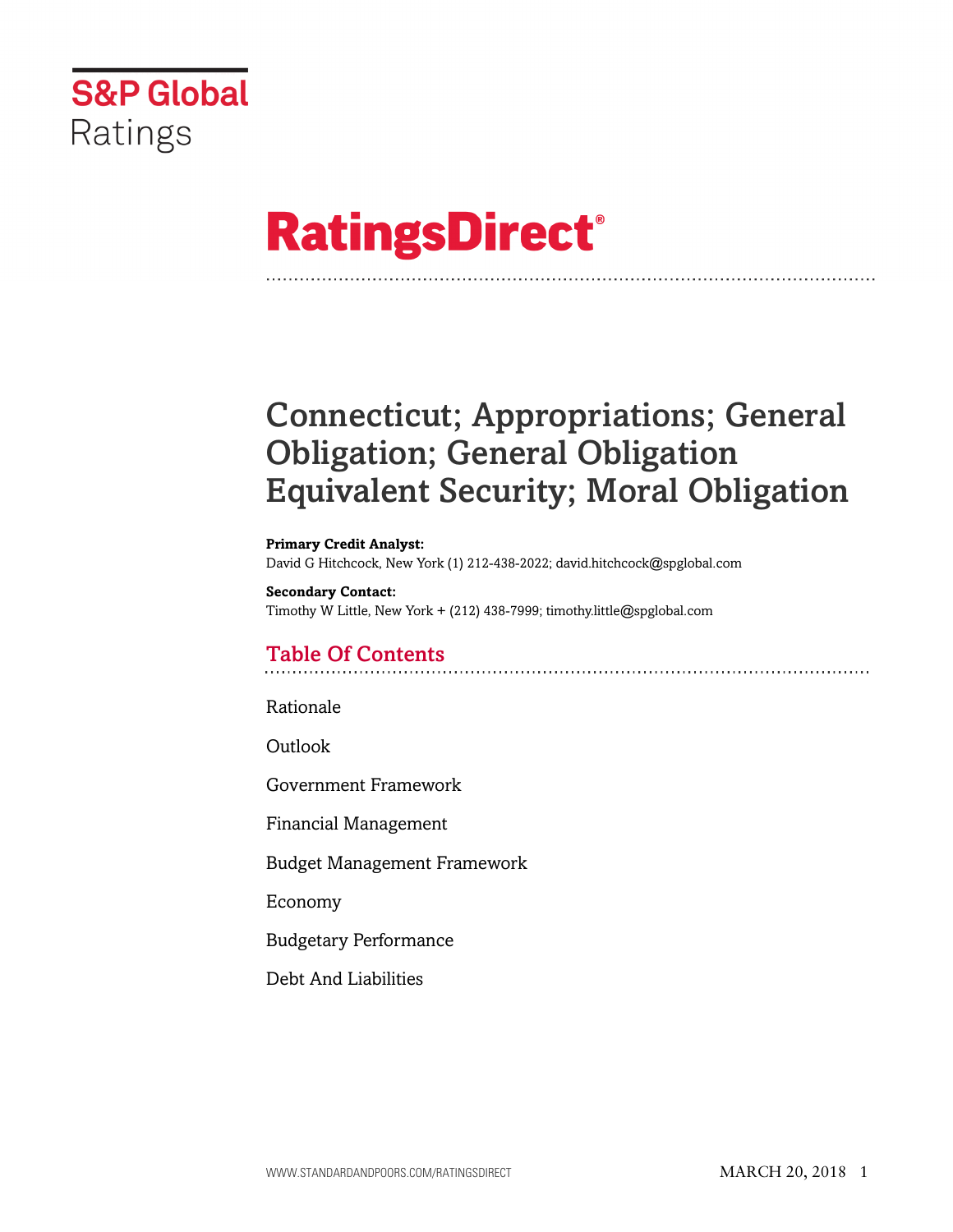S&P Global
Ratings

# RatingsDirect®

# Connecticut; Appropriations; General Obligation; General Obligation Equivalent Security; Moral Obligation

**Primary Credit Analyst:**
David G Hitchcock, New York (1) 212-438-2022; david.hitchcock@spglobal.com

**Secondary Contact:**
Timothy W Little, New York + (212) 438-7999; timothy.little@spglobal.com

## Table Of Contents

Rationale

Outlook

Government Framework

Financial Management

Budget Management Framework

Economy

Budgetary Performance

Debt And Liabilities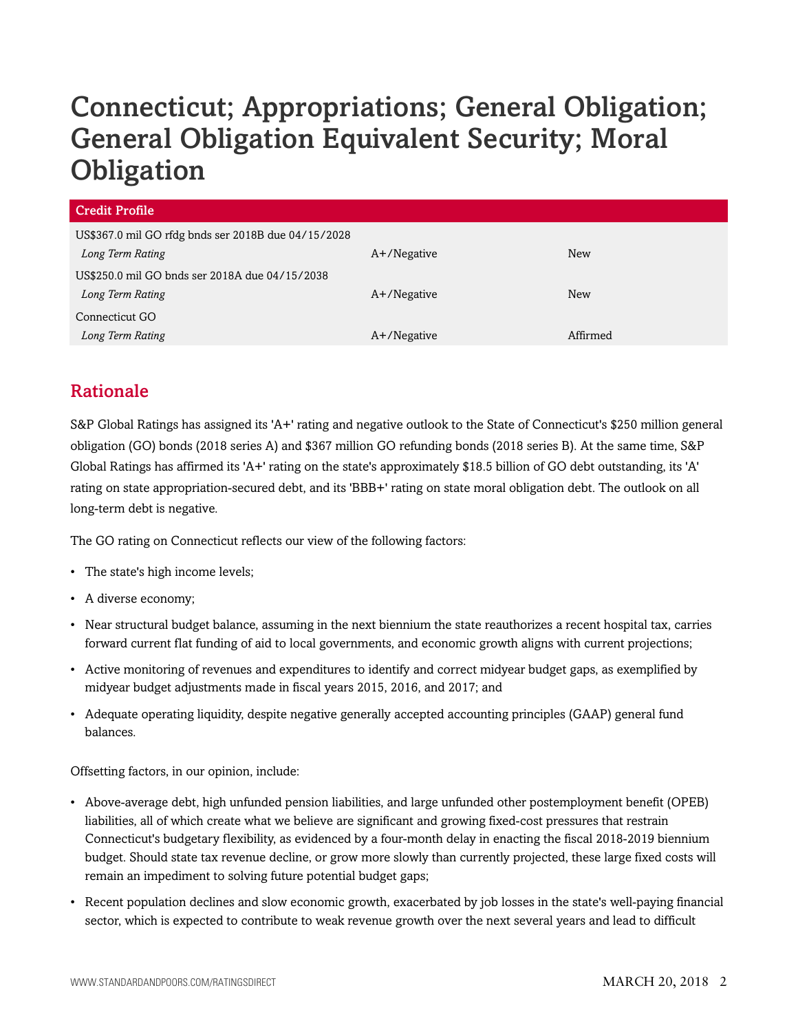# Connecticut; Appropriations; General Obligation; General Obligation Equivalent Security; Moral Obligation

| Credit Profile | | |
|---|---|---|
| US$367.0 mil GO rfdg bnds ser 2018B due 04/15/2028 | | |
| *Long Term Rating* | A+/Negative | New |
| US$250.0 mil GO bnds ser 2018A due 04/15/2038 | | |
| *Long Term Rating* | A+/Negative | New |
| Connecticut GO | | |
| *Long Term Rating* | A+/Negative | Affirmed |

## Rationale

S&P Global Ratings has assigned its 'A+' rating and negative outlook to the State of Connecticut's $250 million general obligation (GO) bonds (2018 series A) and $367 million GO refunding bonds (2018 series B). At the same time, S&P Global Ratings has affirmed its 'A+' rating on the state's approximately $18.5 billion of GO debt outstanding, its 'A' rating on state appropriation-secured debt, and its 'BBB+' rating on state moral obligation debt. The outlook on all long-term debt is negative.

The GO rating on Connecticut reflects our view of the following factors:

- The state's high income levels;
- A diverse economy;
- Near structural budget balance, assuming in the next biennium the state reauthorizes a recent hospital tax, carries forward current flat funding of aid to local governments, and economic growth aligns with current projections;
- Active monitoring of revenues and expenditures to identify and correct midyear budget gaps, as exemplified by midyear budget adjustments made in fiscal years 2015, 2016, and 2017; and
- Adequate operating liquidity, despite negative generally accepted accounting principles (GAAP) general fund balances.

Offsetting factors, in our opinion, include:

- Above-average debt, high unfunded pension liabilities, and large unfunded other postemployment benefit (OPEB) liabilities, all of which create what we believe are significant and growing fixed-cost pressures that restrain Connecticut's budgetary flexibility, as evidenced by a four-month delay in enacting the fiscal 2018-2019 biennium budget. Should state tax revenue decline, or grow more slowly than currently projected, these large fixed costs will remain an impediment to solving future potential budget gaps;
- Recent population declines and slow economic growth, exacerbated by job losses in the state's well-paying financial sector, which is expected to contribute to weak revenue growth over the next several years and lead to difficult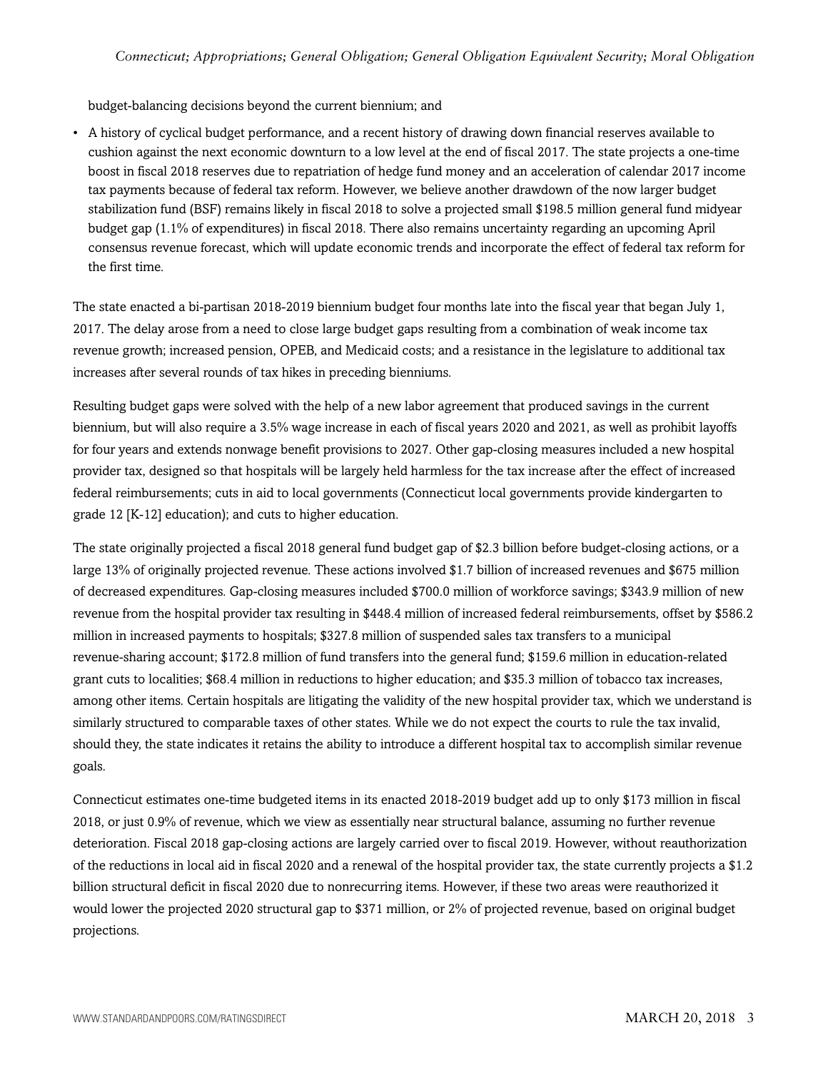budget-balancing decisions beyond the current biennium; and

- A history of cyclical budget performance, and a recent history of drawing down financial reserves available to cushion against the next economic downturn to a low level at the end of fiscal 2017. The state projects a one-time boost in fiscal 2018 reserves due to repatriation of hedge fund money and an acceleration of calendar 2017 income tax payments because of federal tax reform. However, we believe another drawdown of the now larger budget stabilization fund (BSF) remains likely in fiscal 2018 to solve a projected small $198.5 million general fund midyear budget gap (1.1% of expenditures) in fiscal 2018. There also remains uncertainty regarding an upcoming April consensus revenue forecast, which will update economic trends and incorporate the effect of federal tax reform for the first time.

The state enacted a bi-partisan 2018-2019 biennium budget four months late into the fiscal year that began July 1, 2017. The delay arose from a need to close large budget gaps resulting from a combination of weak income tax revenue growth; increased pension, OPEB, and Medicaid costs; and a resistance in the legislature to additional tax increases after several rounds of tax hikes in preceding bienniums.

Resulting budget gaps were solved with the help of a new labor agreement that produced savings in the current biennium, but will also require a 3.5% wage increase in each of fiscal years 2020 and 2021, as well as prohibit layoffs for four years and extends nonwage benefit provisions to 2027. Other gap-closing measures included a new hospital provider tax, designed so that hospitals will be largely held harmless for the tax increase after the effect of increased federal reimbursements; cuts in aid to local governments (Connecticut local governments provide kindergarten to grade 12 [K-12] education); and cuts to higher education.

The state originally projected a fiscal 2018 general fund budget gap of $2.3 billion before budget-closing actions, or a large 13% of originally projected revenue. These actions involved $1.7 billion of increased revenues and $675 million of decreased expenditures. Gap-closing measures included $700.0 million of workforce savings; $343.9 million of new revenue from the hospital provider tax resulting in $448.4 million of increased federal reimbursements, offset by $586.2 million in increased payments to hospitals; $327.8 million of suspended sales tax transfers to a municipal revenue-sharing account; $172.8 million of fund transfers into the general fund; $159.6 million in education-related grant cuts to localities; $68.4 million in reductions to higher education; and $35.3 million of tobacco tax increases, among other items. Certain hospitals are litigating the validity of the new hospital provider tax, which we understand is similarly structured to comparable taxes of other states. While we do not expect the courts to rule the tax invalid, should they, the state indicates it retains the ability to introduce a different hospital tax to accomplish similar revenue goals.

Connecticut estimates one-time budgeted items in its enacted 2018-2019 budget add up to only $173 million in fiscal 2018, or just 0.9% of revenue, which we view as essentially near structural balance, assuming no further revenue deterioration. Fiscal 2018 gap-closing actions are largely carried over to fiscal 2019. However, without reauthorization of the reductions in local aid in fiscal 2020 and a renewal of the hospital provider tax, the state currently projects a $1.2 billion structural deficit in fiscal 2020 due to nonrecurring items. However, if these two areas were reauthorized it would lower the projected 2020 structural gap to $371 million, or 2% of projected revenue, based on original budget projections.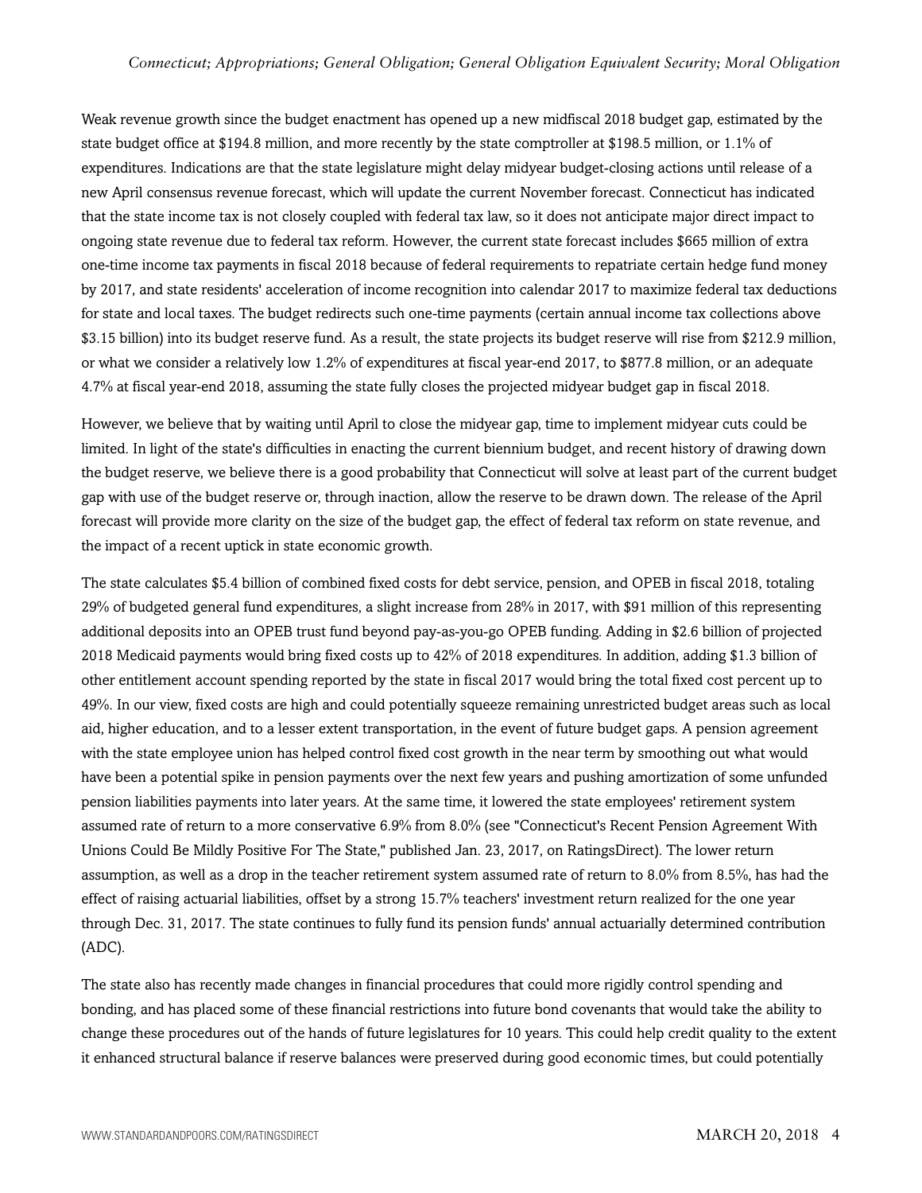Weak revenue growth since the budget enactment has opened up a new midfiscal 2018 budget gap, estimated by the state budget office at $194.8 million, and more recently by the state comptroller at $198.5 million, or 1.1% of expenditures. Indications are that the state legislature might delay midyear budget-closing actions until release of a new April consensus revenue forecast, which will update the current November forecast. Connecticut has indicated that the state income tax is not closely coupled with federal tax law, so it does not anticipate major direct impact to ongoing state revenue due to federal tax reform. However, the current state forecast includes $665 million of extra one-time income tax payments in fiscal 2018 because of federal requirements to repatriate certain hedge fund money by 2017, and state residents' acceleration of income recognition into calendar 2017 to maximize federal tax deductions for state and local taxes. The budget redirects such one-time payments (certain annual income tax collections above $3.15 billion) into its budget reserve fund. As a result, the state projects its budget reserve will rise from $212.9 million, or what we consider a relatively low 1.2% of expenditures at fiscal year-end 2017, to $877.8 million, or an adequate 4.7% at fiscal year-end 2018, assuming the state fully closes the projected midyear budget gap in fiscal 2018.

However, we believe that by waiting until April to close the midyear gap, time to implement midyear cuts could be limited. In light of the state's difficulties in enacting the current biennium budget, and recent history of drawing down the budget reserve, we believe there is a good probability that Connecticut will solve at least part of the current budget gap with use of the budget reserve or, through inaction, allow the reserve to be drawn down. The release of the April forecast will provide more clarity on the size of the budget gap, the effect of federal tax reform on state revenue, and the impact of a recent uptick in state economic growth.

The state calculates $5.4 billion of combined fixed costs for debt service, pension, and OPEB in fiscal 2018, totaling 29% of budgeted general fund expenditures, a slight increase from 28% in 2017, with $91 million of this representing additional deposits into an OPEB trust fund beyond pay-as-you-go OPEB funding. Adding in $2.6 billion of projected 2018 Medicaid payments would bring fixed costs up to 42% of 2018 expenditures. In addition, adding $1.3 billion of other entitlement account spending reported by the state in fiscal 2017 would bring the total fixed cost percent up to 49%. In our view, fixed costs are high and could potentially squeeze remaining unrestricted budget areas such as local aid, higher education, and to a lesser extent transportation, in the event of future budget gaps. A pension agreement with the state employee union has helped control fixed cost growth in the near term by smoothing out what would have been a potential spike in pension payments over the next few years and pushing amortization of some unfunded pension liabilities payments into later years. At the same time, it lowered the state employees' retirement system assumed rate of return to a more conservative 6.9% from 8.0% (see "Connecticut's Recent Pension Agreement With Unions Could Be Mildly Positive For The State," published Jan. 23, 2017, on RatingsDirect). The lower return assumption, as well as a drop in the teacher retirement system assumed rate of return to 8.0% from 8.5%, has had the effect of raising actuarial liabilities, offset by a strong 15.7% teachers' investment return realized for the one year through Dec. 31, 2017. The state continues to fully fund its pension funds' annual actuarially determined contribution (ADC).

The state also has recently made changes in financial procedures that could more rigidly control spending and bonding, and has placed some of these financial restrictions into future bond covenants that would take the ability to change these procedures out of the hands of future legislatures for 10 years. This could help credit quality to the extent it enhanced structural balance if reserve balances were preserved during good economic times, but could potentially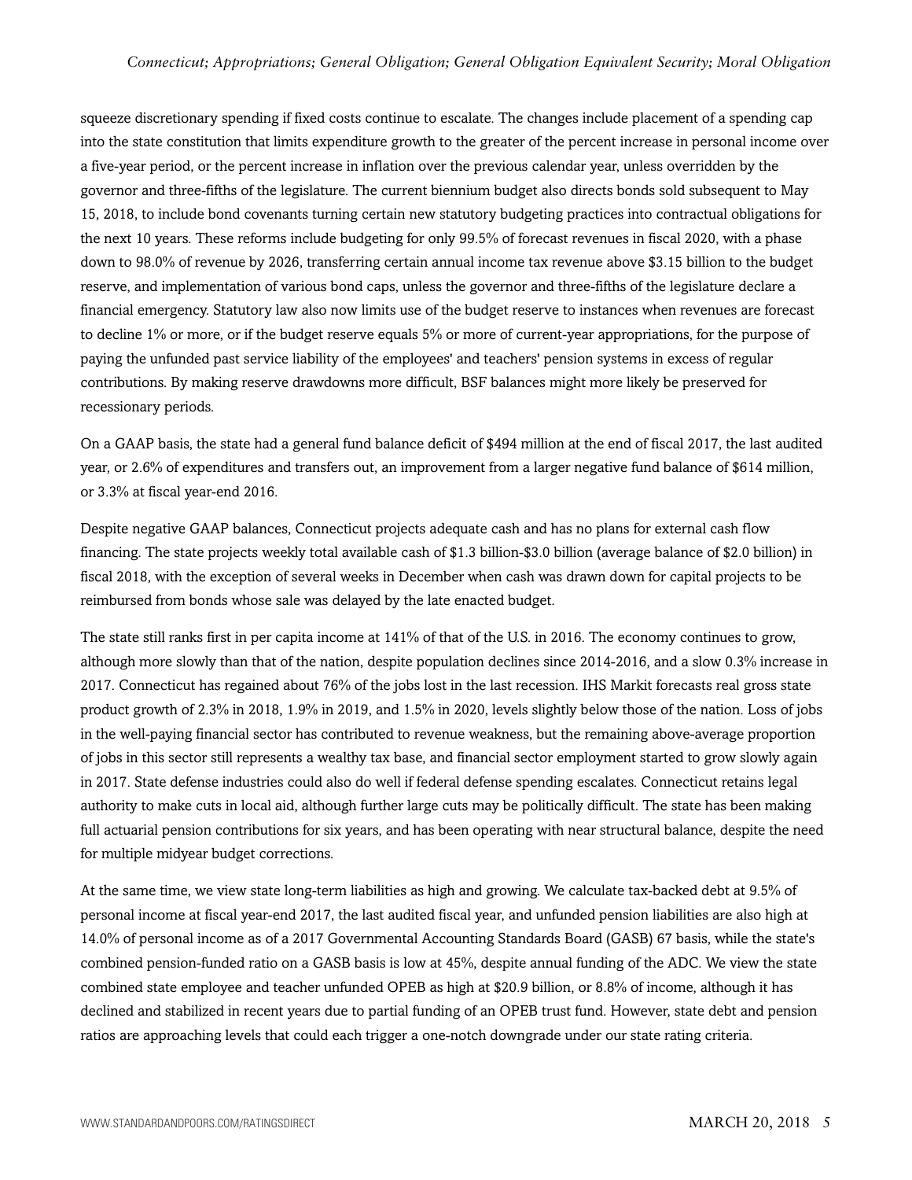squeeze discretionary spending if fixed costs continue to escalate. The changes include placement of a spending cap into the state constitution that limits expenditure growth to the greater of the percent increase in personal income over a five-year period, or the percent increase in inflation over the previous calendar year, unless overridden by the governor and three-fifths of the legislature. The current biennium budget also directs bonds sold subsequent to May 15, 2018, to include bond covenants turning certain new statutory budgeting practices into contractual obligations for the next 10 years. These reforms include budgeting for only 99.5% of forecast revenues in fiscal 2020, with a phase down to 98.0% of revenue by 2026, transferring certain annual income tax revenue above $3.15 billion to the budget reserve, and implementation of various bond caps, unless the governor and three-fifths of the legislature declare a financial emergency. Statutory law also now limits use of the budget reserve to instances when revenues are forecast to decline 1% or more, or if the budget reserve equals 5% or more of current-year appropriations, for the purpose of paying the unfunded past service liability of the employees' and teachers' pension systems in excess of regular contributions. By making reserve drawdowns more difficult, BSF balances might more likely be preserved for recessionary periods.

On a GAAP basis, the state had a general fund balance deficit of $494 million at the end of fiscal 2017, the last audited year, or 2.6% of expenditures and transfers out, an improvement from a larger negative fund balance of $614 million, or 3.3% at fiscal year-end 2016.

Despite negative GAAP balances, Connecticut projects adequate cash and has no plans for external cash flow financing. The state projects weekly total available cash of $1.3 billion-$3.0 billion (average balance of $2.0 billion) in fiscal 2018, with the exception of several weeks in December when cash was drawn down for capital projects to be reimbursed from bonds whose sale was delayed by the late enacted budget.

The state still ranks first in per capita income at 141% of that of the U.S. in 2016. The economy continues to grow, although more slowly than that of the nation, despite population declines since 2014-2016, and a slow 0.3% increase in 2017. Connecticut has regained about 76% of the jobs lost in the last recession. IHS Markit forecasts real gross state product growth of 2.3% in 2018, 1.9% in 2019, and 1.5% in 2020, levels slightly below those of the nation. Loss of jobs in the well-paying financial sector has contributed to revenue weakness, but the remaining above-average proportion of jobs in this sector still represents a wealthy tax base, and financial sector employment started to grow slowly again in 2017. State defense industries could also do well if federal defense spending escalates. Connecticut retains legal authority to make cuts in local aid, although further large cuts may be politically difficult. The state has been making full actuarial pension contributions for six years, and has been operating with near structural balance, despite the need for multiple midyear budget corrections.

At the same time, we view state long-term liabilities as high and growing. We calculate tax-backed debt at 9.5% of personal income at fiscal year-end 2017, the last audited fiscal year, and unfunded pension liabilities are also high at 14.0% of personal income as of a 2017 Governmental Accounting Standards Board (GASB) 67 basis, while the state's combined pension-funded ratio on a GASB basis is low at 45%, despite annual funding of the ADC. We view the state combined state employee and teacher unfunded OPEB as high at $20.9 billion, or 8.8% of income, although it has declined and stabilized in recent years due to partial funding of an OPEB trust fund. However, state debt and pension ratios are approaching levels that could each trigger a one-notch downgrade under our state rating criteria.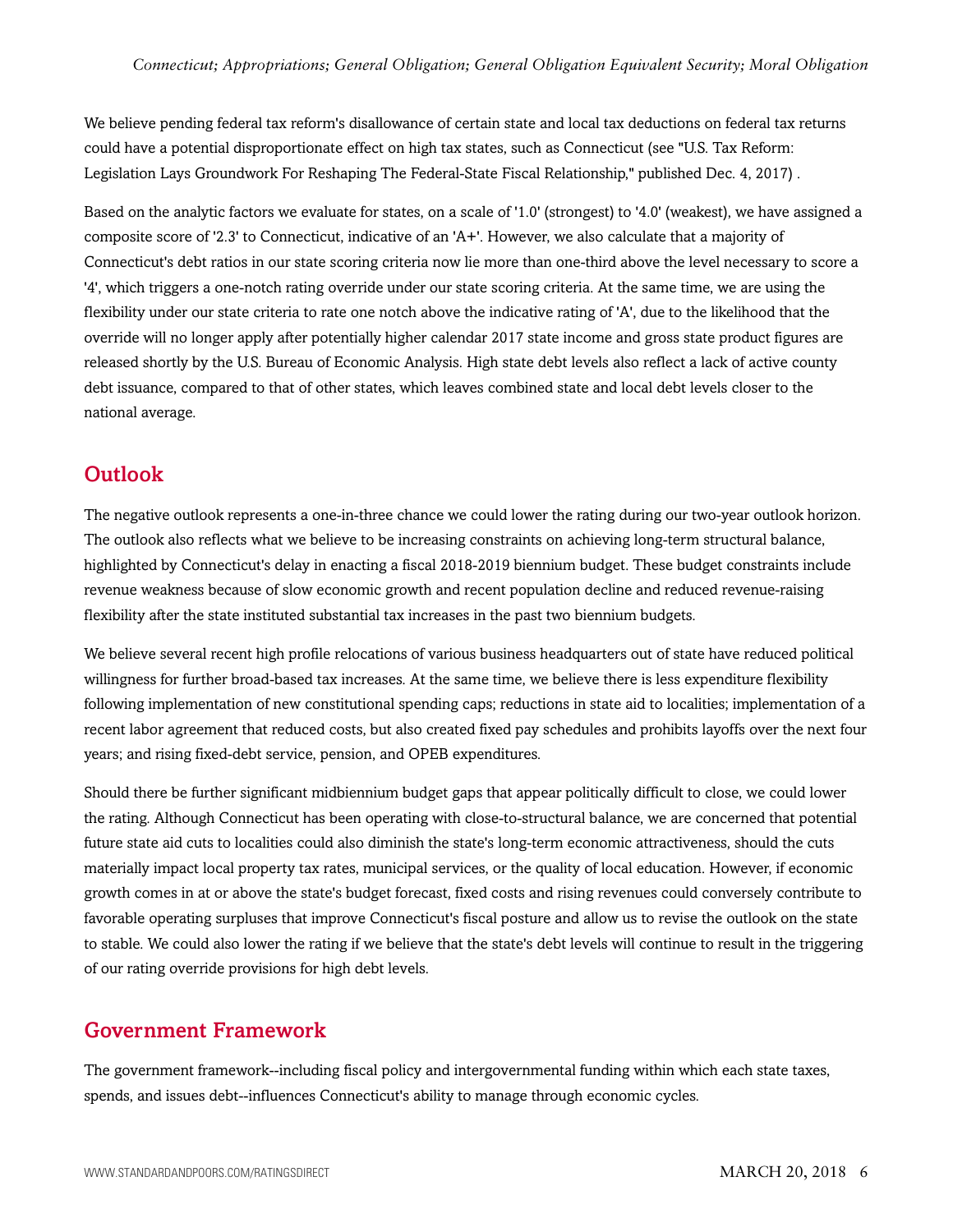We believe pending federal tax reform's disallowance of certain state and local tax deductions on federal tax returns could have a potential disproportionate effect on high tax states, such as Connecticut (see "U.S. Tax Reform: Legislation Lays Groundwork For Reshaping The Federal-State Fiscal Relationship," published Dec. 4, 2017) .

Based on the analytic factors we evaluate for states, on a scale of '1.0' (strongest) to '4.0' (weakest), we have assigned a composite score of '2.3' to Connecticut, indicative of an 'A+'. However, we also calculate that a majority of Connecticut's debt ratios in our state scoring criteria now lie more than one-third above the level necessary to score a '4', which triggers a one-notch rating override under our state scoring criteria. At the same time, we are using the flexibility under our state criteria to rate one notch above the indicative rating of 'A', due to the likelihood that the override will no longer apply after potentially higher calendar 2017 state income and gross state product figures are released shortly by the U.S. Bureau of Economic Analysis. High state debt levels also reflect a lack of active county debt issuance, compared to that of other states, which leaves combined state and local debt levels closer to the national average.

## Outlook

The negative outlook represents a one-in-three chance we could lower the rating during our two-year outlook horizon. The outlook also reflects what we believe to be increasing constraints on achieving long-term structural balance, highlighted by Connecticut's delay in enacting a fiscal 2018-2019 biennium budget. These budget constraints include revenue weakness because of slow economic growth and recent population decline and reduced revenue-raising flexibility after the state instituted substantial tax increases in the past two biennium budgets.

We believe several recent high profile relocations of various business headquarters out of state have reduced political willingness for further broad-based tax increases. At the same time, we believe there is less expenditure flexibility following implementation of new constitutional spending caps; reductions in state aid to localities; implementation of a recent labor agreement that reduced costs, but also created fixed pay schedules and prohibits layoffs over the next four years; and rising fixed-debt service, pension, and OPEB expenditures.

Should there be further significant midbiennium budget gaps that appear politically difficult to close, we could lower the rating. Although Connecticut has been operating with close-to-structural balance, we are concerned that potential future state aid cuts to localities could also diminish the state's long-term economic attractiveness, should the cuts materially impact local property tax rates, municipal services, or the quality of local education. However, if economic growth comes in at or above the state's budget forecast, fixed costs and rising revenues could conversely contribute to favorable operating surpluses that improve Connecticut's fiscal posture and allow us to revise the outlook on the state to stable. We could also lower the rating if we believe that the state's debt levels will continue to result in the triggering of our rating override provisions for high debt levels.

## Government Framework

The government framework--including fiscal policy and intergovernmental funding within which each state taxes, spends, and issues debt--influences Connecticut's ability to manage through economic cycles.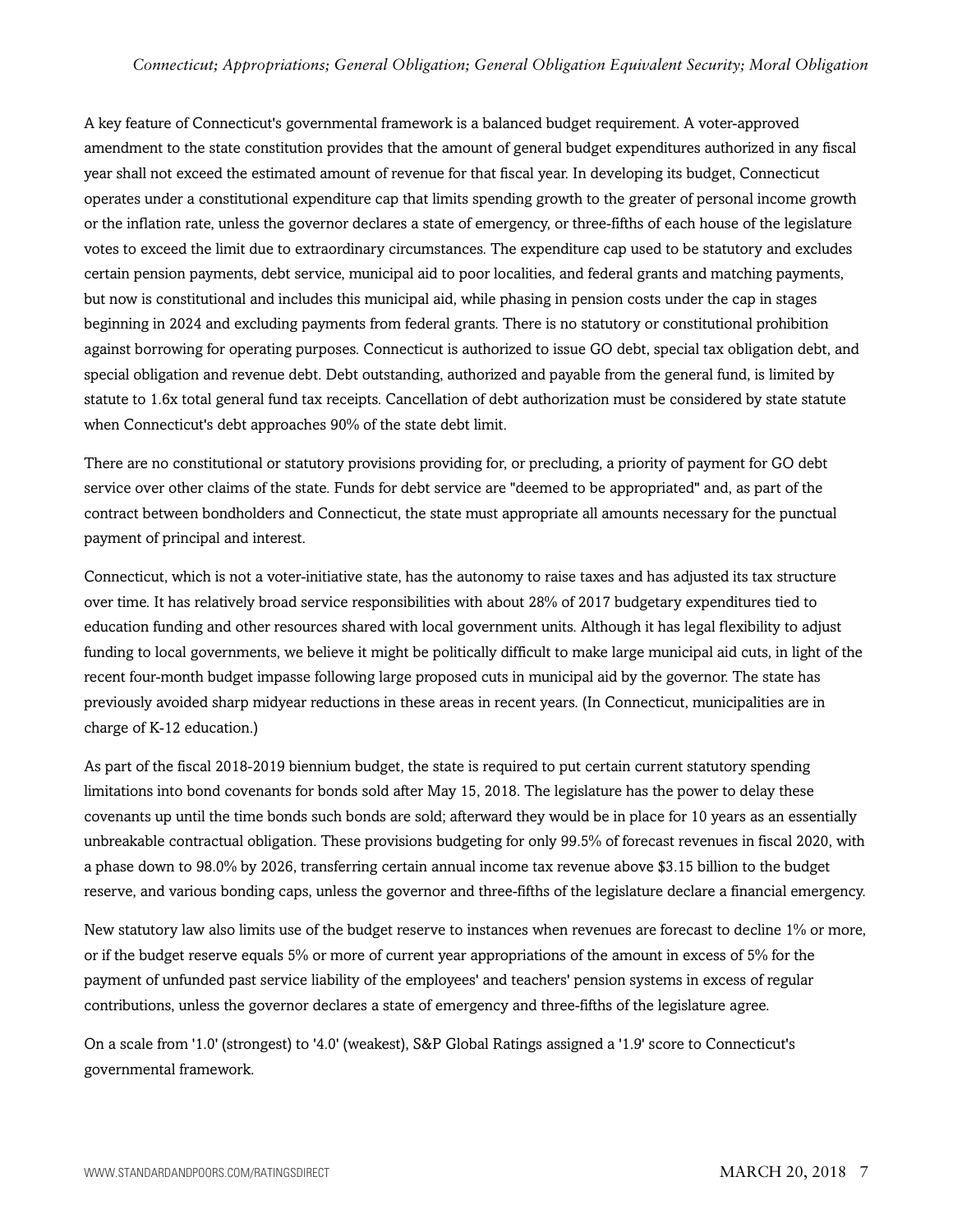A key feature of Connecticut's governmental framework is a balanced budget requirement. A voter-approved amendment to the state constitution provides that the amount of general budget expenditures authorized in any fiscal year shall not exceed the estimated amount of revenue for that fiscal year. In developing its budget, Connecticut operates under a constitutional expenditure cap that limits spending growth to the greater of personal income growth or the inflation rate, unless the governor declares a state of emergency, or three-fifths of each house of the legislature votes to exceed the limit due to extraordinary circumstances. The expenditure cap used to be statutory and excludes certain pension payments, debt service, municipal aid to poor localities, and federal grants and matching payments, but now is constitutional and includes this municipal aid, while phasing in pension costs under the cap in stages beginning in 2024 and excluding payments from federal grants. There is no statutory or constitutional prohibition against borrowing for operating purposes. Connecticut is authorized to issue GO debt, special tax obligation debt, and special obligation and revenue debt. Debt outstanding, authorized and payable from the general fund, is limited by statute to 1.6x total general fund tax receipts. Cancellation of debt authorization must be considered by state statute when Connecticut's debt approaches 90% of the state debt limit.

There are no constitutional or statutory provisions providing for, or precluding, a priority of payment for GO debt service over other claims of the state. Funds for debt service are "deemed to be appropriated" and, as part of the contract between bondholders and Connecticut, the state must appropriate all amounts necessary for the punctual payment of principal and interest.

Connecticut, which is not a voter-initiative state, has the autonomy to raise taxes and has adjusted its tax structure over time. It has relatively broad service responsibilities with about 28% of 2017 budgetary expenditures tied to education funding and other resources shared with local government units. Although it has legal flexibility to adjust funding to local governments, we believe it might be politically difficult to make large municipal aid cuts, in light of the recent four-month budget impasse following large proposed cuts in municipal aid by the governor. The state has previously avoided sharp midyear reductions in these areas in recent years. (In Connecticut, municipalities are in charge of K-12 education.)

As part of the fiscal 2018-2019 biennium budget, the state is required to put certain current statutory spending limitations into bond covenants for bonds sold after May 15, 2018. The legislature has the power to delay these covenants up until the time bonds such bonds are sold; afterward they would be in place for 10 years as an essentially unbreakable contractual obligation. These provisions budgeting for only 99.5% of forecast revenues in fiscal 2020, with a phase down to 98.0% by 2026, transferring certain annual income tax revenue above $3.15 billion to the budget reserve, and various bonding caps, unless the governor and three-fifths of the legislature declare a financial emergency.

New statutory law also limits use of the budget reserve to instances when revenues are forecast to decline 1% or more, or if the budget reserve equals 5% or more of current year appropriations of the amount in excess of 5% for the payment of unfunded past service liability of the employees' and teachers' pension systems in excess of regular contributions, unless the governor declares a state of emergency and three-fifths of the legislature agree.

On a scale from '1.0' (strongest) to '4.0' (weakest), S&P Global Ratings assigned a '1.9' score to Connecticut's governmental framework.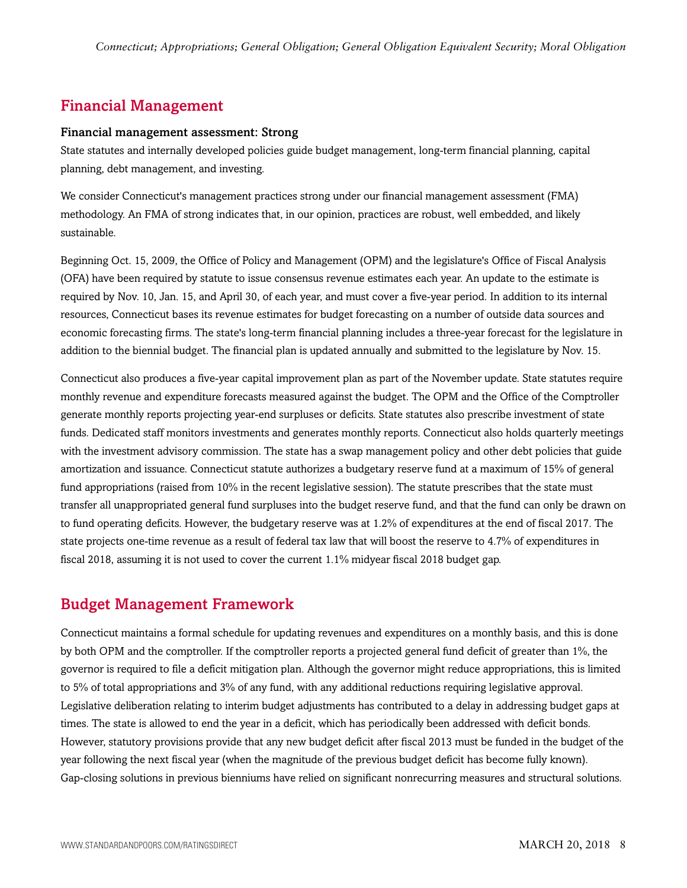## Financial Management

**Financial management assessment: Strong**

State statutes and internally developed policies guide budget management, long-term financial planning, capital planning, debt management, and investing.

We consider Connecticut's management practices strong under our financial management assessment (FMA) methodology. An FMA of strong indicates that, in our opinion, practices are robust, well embedded, and likely sustainable.

Beginning Oct. 15, 2009, the Office of Policy and Management (OPM) and the legislature's Office of Fiscal Analysis (OFA) have been required by statute to issue consensus revenue estimates each year. An update to the estimate is required by Nov. 10, Jan. 15, and April 30, of each year, and must cover a five-year period. In addition to its internal resources, Connecticut bases its revenue estimates for budget forecasting on a number of outside data sources and economic forecasting firms. The state's long-term financial planning includes a three-year forecast for the legislature in addition to the biennial budget. The financial plan is updated annually and submitted to the legislature by Nov. 15.

Connecticut also produces a five-year capital improvement plan as part of the November update. State statutes require monthly revenue and expenditure forecasts measured against the budget. The OPM and the Office of the Comptroller generate monthly reports projecting year-end surpluses or deficits. State statutes also prescribe investment of state funds. Dedicated staff monitors investments and generates monthly reports. Connecticut also holds quarterly meetings with the investment advisory commission. The state has a swap management policy and other debt policies that guide amortization and issuance. Connecticut statute authorizes a budgetary reserve fund at a maximum of 15% of general fund appropriations (raised from 10% in the recent legislative session). The statute prescribes that the state must transfer all unappropriated general fund surpluses into the budget reserve fund, and that the fund can only be drawn on to fund operating deficits. However, the budgetary reserve was at 1.2% of expenditures at the end of fiscal 2017. The state projects one-time revenue as a result of federal tax law that will boost the reserve to 4.7% of expenditures in fiscal 2018, assuming it is not used to cover the current 1.1% midyear fiscal 2018 budget gap.

## Budget Management Framework

Connecticut maintains a formal schedule for updating revenues and expenditures on a monthly basis, and this is done by both OPM and the comptroller. If the comptroller reports a projected general fund deficit of greater than 1%, the governor is required to file a deficit mitigation plan. Although the governor might reduce appropriations, this is limited to 5% of total appropriations and 3% of any fund, with any additional reductions requiring legislative approval. Legislative deliberation relating to interim budget adjustments has contributed to a delay in addressing budget gaps at times. The state is allowed to end the year in a deficit, which has periodically been addressed with deficit bonds. However, statutory provisions provide that any new budget deficit after fiscal 2013 must be funded in the budget of the year following the next fiscal year (when the magnitude of the previous budget deficit has become fully known). Gap-closing solutions in previous bienniums have relied on significant nonrecurring measures and structural solutions.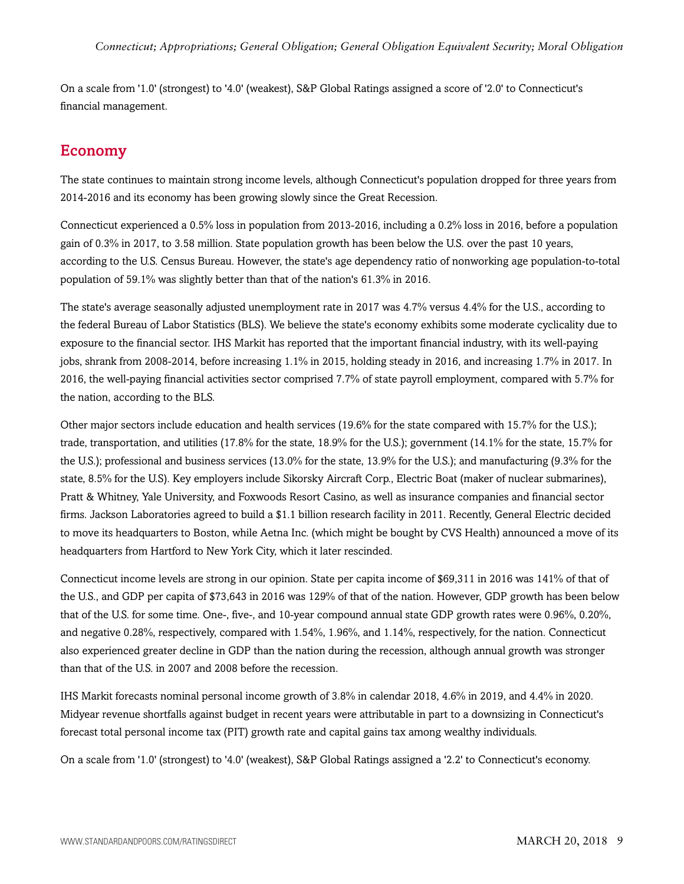On a scale from '1.0' (strongest) to '4.0' (weakest), S&P Global Ratings assigned a score of '2.0' to Connecticut's financial management.

## Economy

The state continues to maintain strong income levels, although Connecticut's population dropped for three years from 2014-2016 and its economy has been growing slowly since the Great Recession.

Connecticut experienced a 0.5% loss in population from 2013-2016, including a 0.2% loss in 2016, before a population gain of 0.3% in 2017, to 3.58 million. State population growth has been below the U.S. over the past 10 years, according to the U.S. Census Bureau. However, the state's age dependency ratio of nonworking age population-to-total population of 59.1% was slightly better than that of the nation's 61.3% in 2016.

The state's average seasonally adjusted unemployment rate in 2017 was 4.7% versus 4.4% for the U.S., according to the federal Bureau of Labor Statistics (BLS). We believe the state's economy exhibits some moderate cyclicality due to exposure to the financial sector. IHS Markit has reported that the important financial industry, with its well-paying jobs, shrank from 2008-2014, before increasing 1.1% in 2015, holding steady in 2016, and increasing 1.7% in 2017. In 2016, the well-paying financial activities sector comprised 7.7% of state payroll employment, compared with 5.7% for the nation, according to the BLS.

Other major sectors include education and health services (19.6% for the state compared with 15.7% for the U.S.); trade, transportation, and utilities (17.8% for the state, 18.9% for the U.S.); government (14.1% for the state, 15.7% for the U.S.); professional and business services (13.0% for the state, 13.9% for the U.S.); and manufacturing (9.3% for the state, 8.5% for the U.S). Key employers include Sikorsky Aircraft Corp., Electric Boat (maker of nuclear submarines), Pratt & Whitney, Yale University, and Foxwoods Resort Casino, as well as insurance companies and financial sector firms. Jackson Laboratories agreed to build a $1.1 billion research facility in 2011. Recently, General Electric decided to move its headquarters to Boston, while Aetna Inc. (which might be bought by CVS Health) announced a move of its headquarters from Hartford to New York City, which it later rescinded.

Connecticut income levels are strong in our opinion. State per capita income of $69,311 in 2016 was 141% of that of the U.S., and GDP per capita of $73,643 in 2016 was 129% of that of the nation. However, GDP growth has been below that of the U.S. for some time. One-, five-, and 10-year compound annual state GDP growth rates were 0.96%, 0.20%, and negative 0.28%, respectively, compared with 1.54%, 1.96%, and 1.14%, respectively, for the nation. Connecticut also experienced greater decline in GDP than the nation during the recession, although annual growth was stronger than that of the U.S. in 2007 and 2008 before the recession.

IHS Markit forecasts nominal personal income growth of 3.8% in calendar 2018, 4.6% in 2019, and 4.4% in 2020. Midyear revenue shortfalls against budget in recent years were attributable in part to a downsizing in Connecticut's forecast total personal income tax (PIT) growth rate and capital gains tax among wealthy individuals.

On a scale from '1.0' (strongest) to '4.0' (weakest), S&P Global Ratings assigned a '2.2' to Connecticut's economy.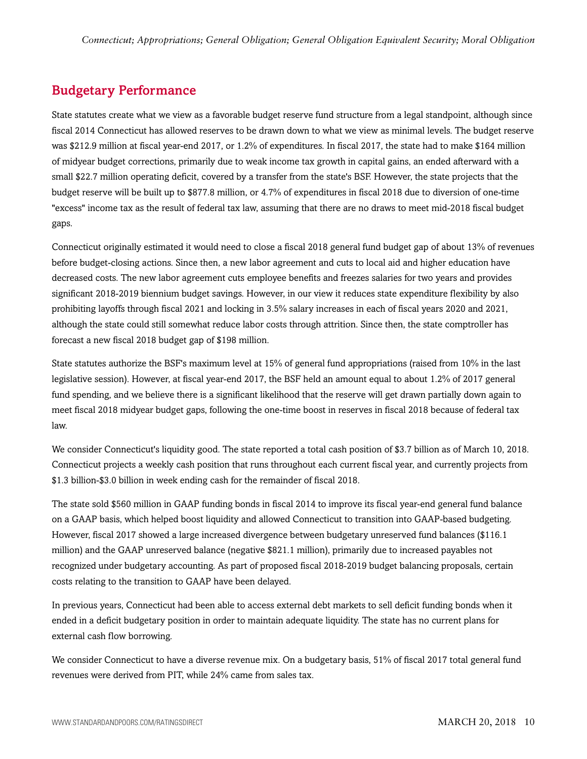## Budgetary Performance

State statutes create what we view as a favorable budget reserve fund structure from a legal standpoint, although since fiscal 2014 Connecticut has allowed reserves to be drawn down to what we view as minimal levels. The budget reserve was $212.9 million at fiscal year-end 2017, or 1.2% of expenditures. In fiscal 2017, the state had to make $164 million of midyear budget corrections, primarily due to weak income tax growth in capital gains, an ended afterward with a small $22.7 million operating deficit, covered by a transfer from the state's BSF. However, the state projects that the budget reserve will be built up to $877.8 million, or 4.7% of expenditures in fiscal 2018 due to diversion of one-time "excess" income tax as the result of federal tax law, assuming that there are no draws to meet mid-2018 fiscal budget gaps.

Connecticut originally estimated it would need to close a fiscal 2018 general fund budget gap of about 13% of revenues before budget-closing actions. Since then, a new labor agreement and cuts to local aid and higher education have decreased costs. The new labor agreement cuts employee benefits and freezes salaries for two years and provides significant 2018-2019 biennium budget savings. However, in our view it reduces state expenditure flexibility by also prohibiting layoffs through fiscal 2021 and locking in 3.5% salary increases in each of fiscal years 2020 and 2021, although the state could still somewhat reduce labor costs through attrition. Since then, the state comptroller has forecast a new fiscal 2018 budget gap of $198 million.

State statutes authorize the BSF's maximum level at 15% of general fund appropriations (raised from 10% in the last legislative session). However, at fiscal year-end 2017, the BSF held an amount equal to about 1.2% of 2017 general fund spending, and we believe there is a significant likelihood that the reserve will get drawn partially down again to meet fiscal 2018 midyear budget gaps, following the one-time boost in reserves in fiscal 2018 because of federal tax law.

We consider Connecticut's liquidity good. The state reported a total cash position of $3.7 billion as of March 10, 2018. Connecticut projects a weekly cash position that runs throughout each current fiscal year, and currently projects from $1.3 billion-$3.0 billion in week ending cash for the remainder of fiscal 2018.

The state sold $560 million in GAAP funding bonds in fiscal 2014 to improve its fiscal year-end general fund balance on a GAAP basis, which helped boost liquidity and allowed Connecticut to transition into GAAP-based budgeting. However, fiscal 2017 showed a large increased divergence between budgetary unreserved fund balances ($116.1 million) and the GAAP unreserved balance (negative $821.1 million), primarily due to increased payables not recognized under budgetary accounting. As part of proposed fiscal 2018-2019 budget balancing proposals, certain costs relating to the transition to GAAP have been delayed.

In previous years, Connecticut had been able to access external debt markets to sell deficit funding bonds when it ended in a deficit budgetary position in order to maintain adequate liquidity. The state has no current plans for external cash flow borrowing.

We consider Connecticut to have a diverse revenue mix. On a budgetary basis, 51% of fiscal 2017 total general fund revenues were derived from PIT, while 24% came from sales tax.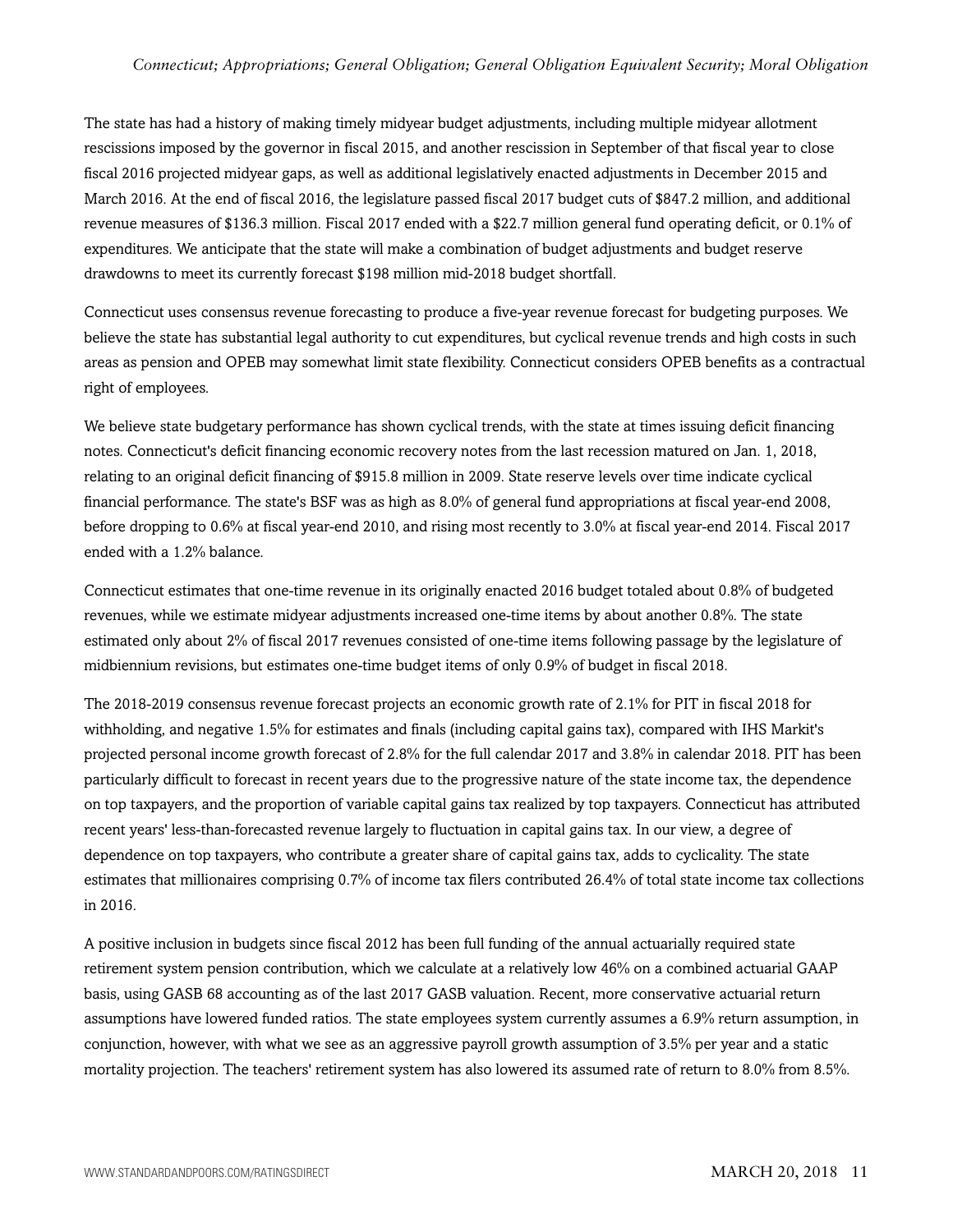The state has had a history of making timely midyear budget adjustments, including multiple midyear allotment rescissions imposed by the governor in fiscal 2015, and another rescission in September of that fiscal year to close fiscal 2016 projected midyear gaps, as well as additional legislatively enacted adjustments in December 2015 and March 2016. At the end of fiscal 2016, the legislature passed fiscal 2017 budget cuts of $847.2 million, and additional revenue measures of $136.3 million. Fiscal 2017 ended with a $22.7 million general fund operating deficit, or 0.1% of expenditures. We anticipate that the state will make a combination of budget adjustments and budget reserve drawdowns to meet its currently forecast $198 million mid-2018 budget shortfall.

Connecticut uses consensus revenue forecasting to produce a five-year revenue forecast for budgeting purposes. We believe the state has substantial legal authority to cut expenditures, but cyclical revenue trends and high costs in such areas as pension and OPEB may somewhat limit state flexibility. Connecticut considers OPEB benefits as a contractual right of employees.

We believe state budgetary performance has shown cyclical trends, with the state at times issuing deficit financing notes. Connecticut's deficit financing economic recovery notes from the last recession matured on Jan. 1, 2018, relating to an original deficit financing of $915.8 million in 2009. State reserve levels over time indicate cyclical financial performance. The state's BSF was as high as 8.0% of general fund appropriations at fiscal year-end 2008, before dropping to 0.6% at fiscal year-end 2010, and rising most recently to 3.0% at fiscal year-end 2014. Fiscal 2017 ended with a 1.2% balance.

Connecticut estimates that one-time revenue in its originally enacted 2016 budget totaled about 0.8% of budgeted revenues, while we estimate midyear adjustments increased one-time items by about another 0.8%. The state estimated only about 2% of fiscal 2017 revenues consisted of one-time items following passage by the legislature of midbiennium revisions, but estimates one-time budget items of only 0.9% of budget in fiscal 2018.

The 2018-2019 consensus revenue forecast projects an economic growth rate of 2.1% for PIT in fiscal 2018 for withholding, and negative 1.5% for estimates and finals (including capital gains tax), compared with IHS Markit's projected personal income growth forecast of 2.8% for the full calendar 2017 and 3.8% in calendar 2018. PIT has been particularly difficult to forecast in recent years due to the progressive nature of the state income tax, the dependence on top taxpayers, and the proportion of variable capital gains tax realized by top taxpayers. Connecticut has attributed recent years' less-than-forecasted revenue largely to fluctuation in capital gains tax. In our view, a degree of dependence on top taxpayers, who contribute a greater share of capital gains tax, adds to cyclicality. The state estimates that millionaires comprising 0.7% of income tax filers contributed 26.4% of total state income tax collections in 2016.

A positive inclusion in budgets since fiscal 2012 has been full funding of the annual actuarially required state retirement system pension contribution, which we calculate at a relatively low 46% on a combined actuarial GAAP basis, using GASB 68 accounting as of the last 2017 GASB valuation. Recent, more conservative actuarial return assumptions have lowered funded ratios. The state employees system currently assumes a 6.9% return assumption, in conjunction, however, with what we see as an aggressive payroll growth assumption of 3.5% per year and a static mortality projection. The teachers' retirement system has also lowered its assumed rate of return to 8.0% from 8.5%.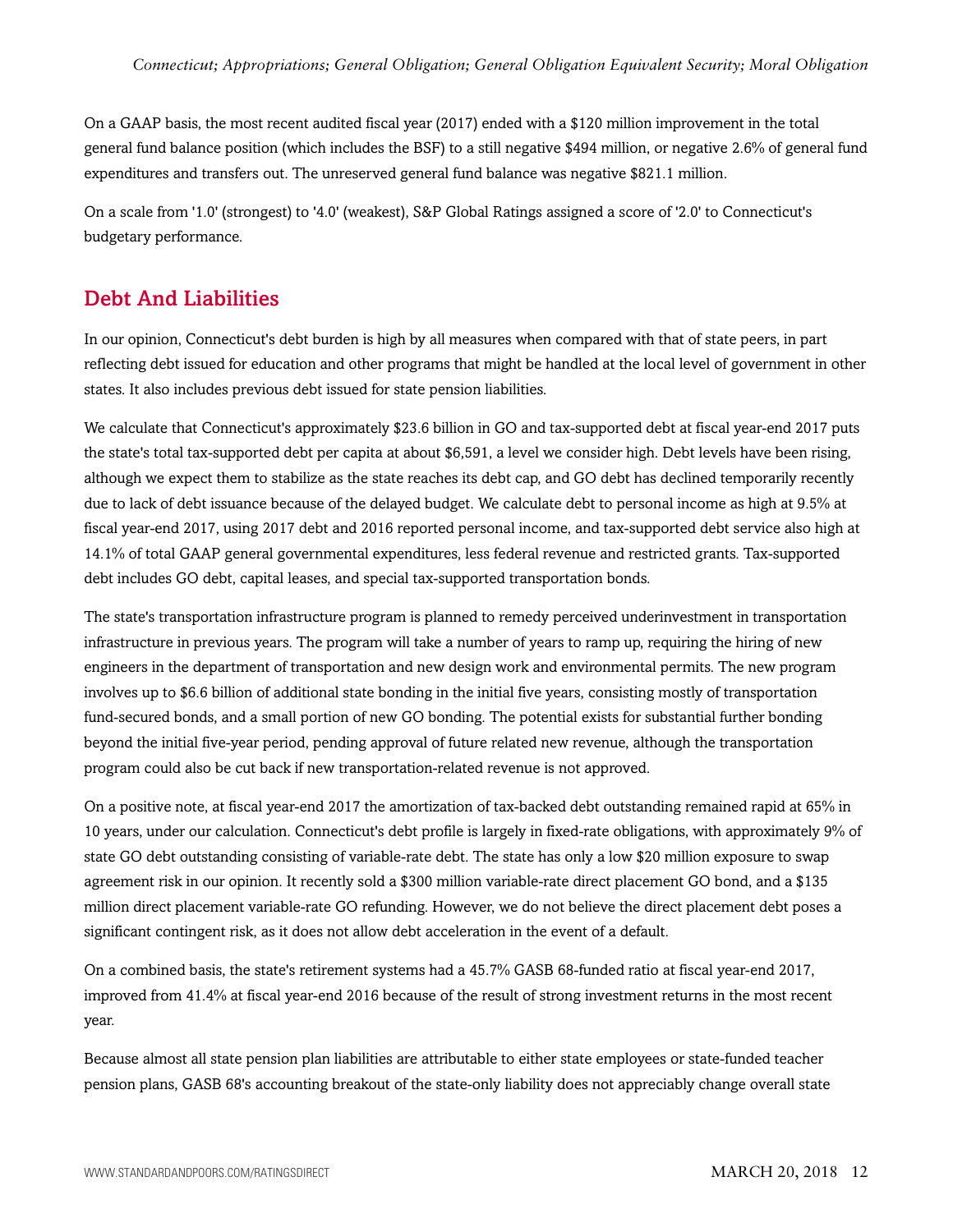On a GAAP basis, the most recent audited fiscal year (2017) ended with a $120 million improvement in the total general fund balance position (which includes the BSF) to a still negative $494 million, or negative 2.6% of general fund expenditures and transfers out. The unreserved general fund balance was negative $821.1 million.

On a scale from '1.0' (strongest) to '4.0' (weakest), S&P Global Ratings assigned a score of '2.0' to Connecticut's budgetary performance.

## Debt And Liabilities

In our opinion, Connecticut's debt burden is high by all measures when compared with that of state peers, in part reflecting debt issued for education and other programs that might be handled at the local level of government in other states. It also includes previous debt issued for state pension liabilities.

We calculate that Connecticut's approximately $23.6 billion in GO and tax-supported debt at fiscal year-end 2017 puts the state's total tax-supported debt per capita at about $6,591, a level we consider high. Debt levels have been rising, although we expect them to stabilize as the state reaches its debt cap, and GO debt has declined temporarily recently due to lack of debt issuance because of the delayed budget. We calculate debt to personal income as high at 9.5% at fiscal year-end 2017, using 2017 debt and 2016 reported personal income, and tax-supported debt service also high at 14.1% of total GAAP general governmental expenditures, less federal revenue and restricted grants. Tax-supported debt includes GO debt, capital leases, and special tax-supported transportation bonds.

The state's transportation infrastructure program is planned to remedy perceived underinvestment in transportation infrastructure in previous years. The program will take a number of years to ramp up, requiring the hiring of new engineers in the department of transportation and new design work and environmental permits. The new program involves up to $6.6 billion of additional state bonding in the initial five years, consisting mostly of transportation fund-secured bonds, and a small portion of new GO bonding. The potential exists for substantial further bonding beyond the initial five-year period, pending approval of future related new revenue, although the transportation program could also be cut back if new transportation-related revenue is not approved.

On a positive note, at fiscal year-end 2017 the amortization of tax-backed debt outstanding remained rapid at 65% in 10 years, under our calculation. Connecticut's debt profile is largely in fixed-rate obligations, with approximately 9% of state GO debt outstanding consisting of variable-rate debt. The state has only a low $20 million exposure to swap agreement risk in our opinion. It recently sold a $300 million variable-rate direct placement GO bond, and a $135 million direct placement variable-rate GO refunding. However, we do not believe the direct placement debt poses a significant contingent risk, as it does not allow debt acceleration in the event of a default.

On a combined basis, the state's retirement systems had a 45.7% GASB 68-funded ratio at fiscal year-end 2017, improved from 41.4% at fiscal year-end 2016 because of the result of strong investment returns in the most recent year.

Because almost all state pension plan liabilities are attributable to either state employees or state-funded teacher pension plans, GASB 68's accounting breakout of the state-only liability does not appreciably change overall state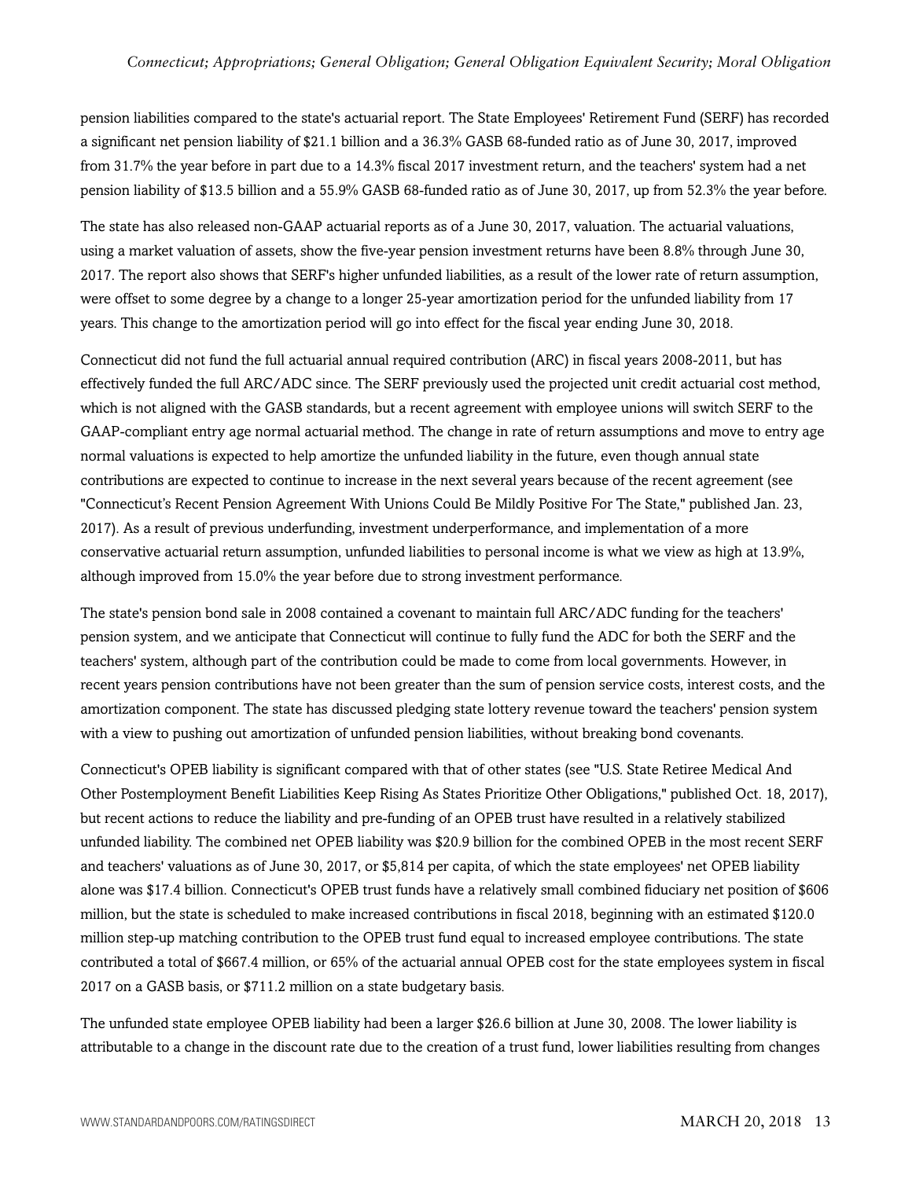pension liabilities compared to the state's actuarial report. The State Employees' Retirement Fund (SERF) has recorded a significant net pension liability of $21.1 billion and a 36.3% GASB 68-funded ratio as of June 30, 2017, improved from 31.7% the year before in part due to a 14.3% fiscal 2017 investment return, and the teachers' system had a net pension liability of $13.5 billion and a 55.9% GASB 68-funded ratio as of June 30, 2017, up from 52.3% the year before.

The state has also released non-GAAP actuarial reports as of a June 30, 2017, valuation. The actuarial valuations, using a market valuation of assets, show the five-year pension investment returns have been 8.8% through June 30, 2017. The report also shows that SERF's higher unfunded liabilities, as a result of the lower rate of return assumption, were offset to some degree by a change to a longer 25-year amortization period for the unfunded liability from 17 years. This change to the amortization period will go into effect for the fiscal year ending June 30, 2018.

Connecticut did not fund the full actuarial annual required contribution (ARC) in fiscal years 2008-2011, but has effectively funded the full ARC/ADC since. The SERF previously used the projected unit credit actuarial cost method, which is not aligned with the GASB standards, but a recent agreement with employee unions will switch SERF to the GAAP-compliant entry age normal actuarial method. The change in rate of return assumptions and move to entry age normal valuations is expected to help amortize the unfunded liability in the future, even though annual state contributions are expected to continue to increase in the next several years because of the recent agreement (see "Connecticut's Recent Pension Agreement With Unions Could Be Mildly Positive For The State," published Jan. 23, 2017). As a result of previous underfunding, investment underperformance, and implementation of a more conservative actuarial return assumption, unfunded liabilities to personal income is what we view as high at 13.9%, although improved from 15.0% the year before due to strong investment performance.

The state's pension bond sale in 2008 contained a covenant to maintain full ARC/ADC funding for the teachers' pension system, and we anticipate that Connecticut will continue to fully fund the ADC for both the SERF and the teachers' system, although part of the contribution could be made to come from local governments. However, in recent years pension contributions have not been greater than the sum of pension service costs, interest costs, and the amortization component. The state has discussed pledging state lottery revenue toward the teachers' pension system with a view to pushing out amortization of unfunded pension liabilities, without breaking bond covenants.

Connecticut's OPEB liability is significant compared with that of other states (see "U.S. State Retiree Medical And Other Postemployment Benefit Liabilities Keep Rising As States Prioritize Other Obligations," published Oct. 18, 2017), but recent actions to reduce the liability and pre-funding of an OPEB trust have resulted in a relatively stabilized unfunded liability. The combined net OPEB liability was $20.9 billion for the combined OPEB in the most recent SERF and teachers' valuations as of June 30, 2017, or $5,814 per capita, of which the state employees' net OPEB liability alone was $17.4 billion. Connecticut's OPEB trust funds have a relatively small combined fiduciary net position of $606 million, but the state is scheduled to make increased contributions in fiscal 2018, beginning with an estimated $120.0 million step-up matching contribution to the OPEB trust fund equal to increased employee contributions. The state contributed a total of $667.4 million, or 65% of the actuarial annual OPEB cost for the state employees system in fiscal 2017 on a GASB basis, or $711.2 million on a state budgetary basis.

The unfunded state employee OPEB liability had been a larger $26.6 billion at June 30, 2008. The lower liability is attributable to a change in the discount rate due to the creation of a trust fund, lower liabilities resulting from changes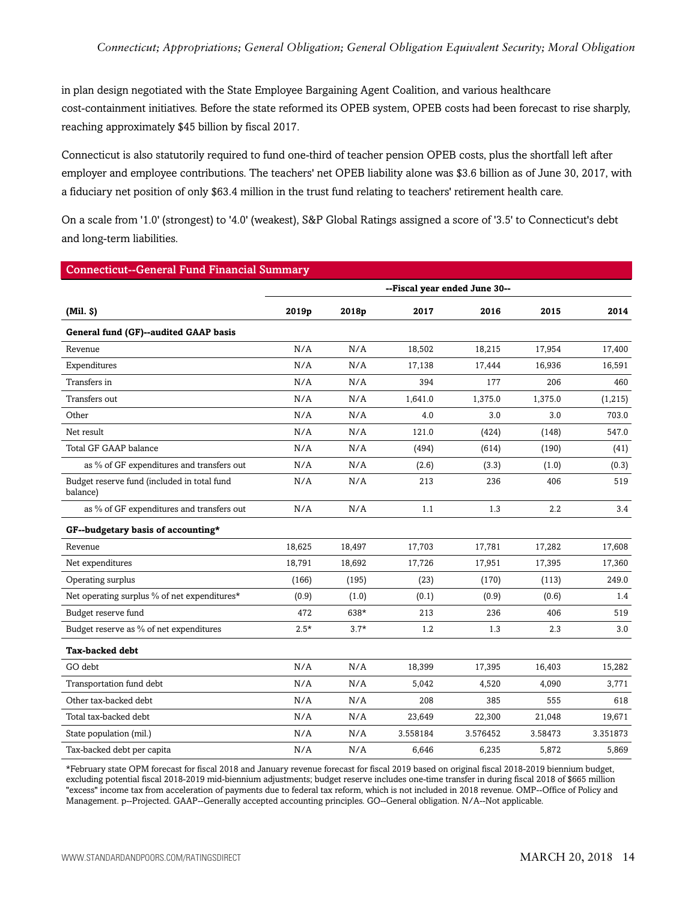in plan design negotiated with the State Employee Bargaining Agent Coalition, and various healthcare cost-containment initiatives. Before the state reformed its OPEB system, OPEB costs had been forecast to rise sharply, reaching approximately $45 billion by fiscal 2017.

Connecticut is also statutorily required to fund one-third of teacher pension OPEB costs, plus the shortfall left after employer and employee contributions. The teachers' net OPEB liability alone was $3.6 billion as of June 30, 2017, with a fiduciary net position of only $63.4 million in the trust fund relating to teachers' retirement health care.

On a scale from '1.0' (strongest) to '4.0' (weakest), S&P Global Ratings assigned a score of '3.5' to Connecticut's debt and long-term liabilities.

**Connecticut--General Fund Financial Summary**

| | --Fiscal year ended June 30-- | | | | | |
|---|---|---|---|---|---|---|
| **(Mil. $)** | **2019p** | **2018p** | **2017** | **2016** | **2015** | **2014** |
| **General fund (GF)--audited GAAP basis** | | | | | | |
| Revenue | N/A | N/A | 18,502 | 18,215 | 17,954 | 17,400 |
| Expenditures | N/A | N/A | 17,138 | 17,444 | 16,936 | 16,591 |
| Transfers in | N/A | N/A | 394 | 177 | 206 | 460 |
| Transfers out | N/A | N/A | 1,641.0 | 1,375.0 | 1,375.0 | (1,215) |
| Other | N/A | N/A | 4.0 | 3.0 | 3.0 | 703.0 |
| Net result | N/A | N/A | 121.0 | (424) | (148) | 547.0 |
| Total GF GAAP balance | N/A | N/A | (494) | (614) | (190) | (41) |
| as % of GF expenditures and transfers out | N/A | N/A | (2.6) | (3.3) | (1.0) | (0.3) |
| Budget reserve fund (included in total fund balance) | N/A | N/A | 213 | 236 | 406 | 519 |
| as % of GF expenditures and transfers out | N/A | N/A | 1.1 | 1.3 | 2.2 | 3.4 |
| **GF--budgetary basis of accounting*** | | | | | | |
| Revenue | 18,625 | 18,497 | 17,703 | 17,781 | 17,282 | 17,608 |
| Net expenditures | 18,791 | 18,692 | 17,726 | 17,951 | 17,395 | 17,360 |
| Operating surplus | (166) | (195) | (23) | (170) | (113) | 249.0 |
| Net operating surplus % of net expenditures* | (0.9) | (1.0) | (0.1) | (0.9) | (0.6) | 1.4 |
| Budget reserve fund | 472 | 638* | 213 | 236 | 406 | 519 |
| Budget reserve as % of net expenditures | 2.5* | 3.7* | 1.2 | 1.3 | 2.3 | 3.0 |
| **Tax-backed debt** | | | | | | |
| GO debt | N/A | N/A | 18,399 | 17,395 | 16,403 | 15,282 |
| Transportation fund debt | N/A | N/A | 5,042 | 4,520 | 4,090 | 3,771 |
| Other tax-backed debt | N/A | N/A | 208 | 385 | 555 | 618 |
| Total tax-backed debt | N/A | N/A | 23,649 | 22,300 | 21,048 | 19,671 |
| State population (mil.) | N/A | N/A | 3.558184 | 3.576452 | 3.58473 | 3.351873 |
| Tax-backed debt per capita | N/A | N/A | 6,646 | 6,235 | 5,872 | 5,869 |

*February state OPM forecast for fiscal 2018 and January revenue forecast for fiscal 2019 based on original fiscal 2018-2019 biennium budget, excluding potential fiscal 2018-2019 mid-biennium adjustments; budget reserve includes one-time transfer in during fiscal 2018 of $665 million "excess" income tax from acceleration of payments due to federal tax reform, which is not included in 2018 revenue. OMP--Office of Policy and Management. p--Projected. GAAP--Generally accepted accounting principles. GO--General obligation. N/A--Not applicable.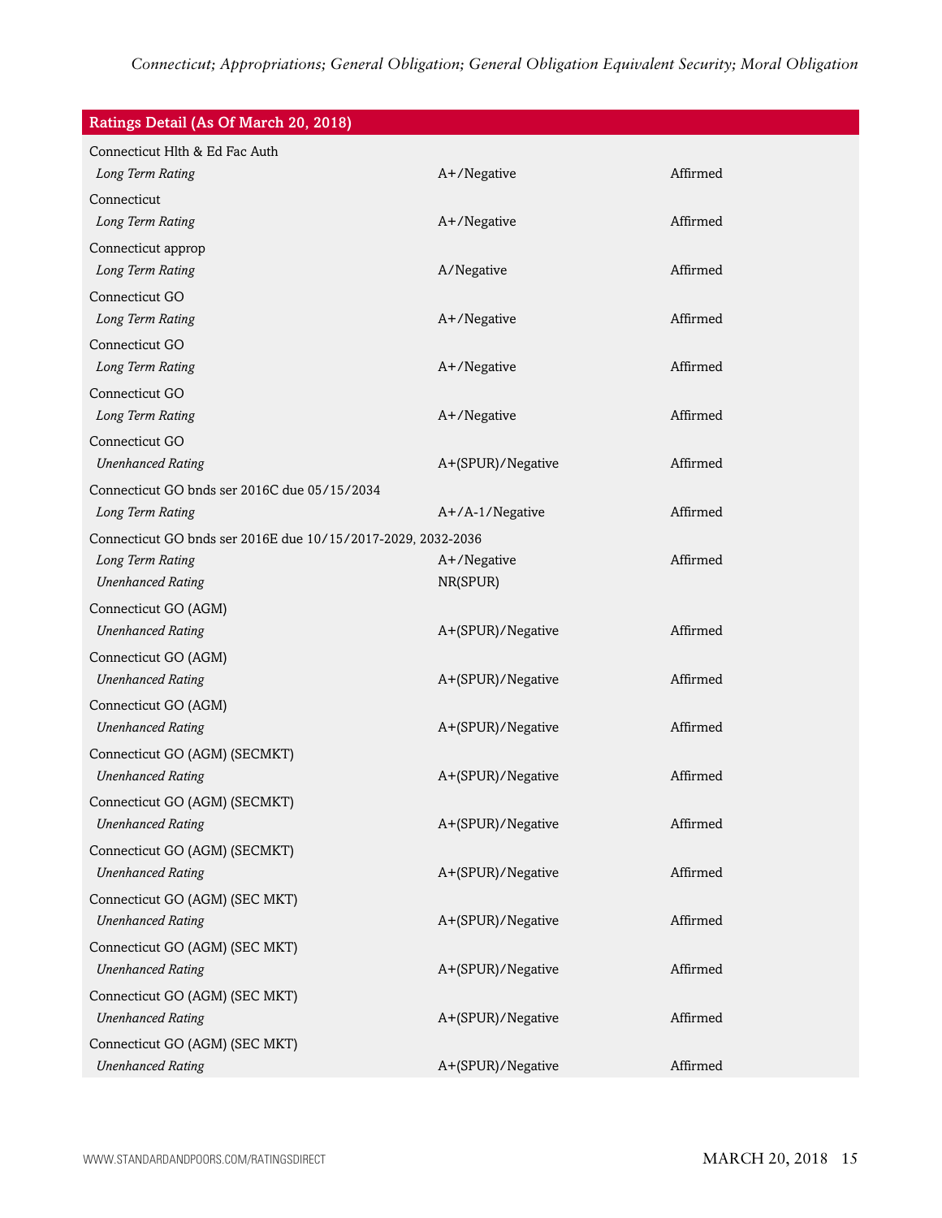| Ratings Detail (As Of March 20, 2018) | | |
|---|---|---|
| Connecticut Hlth & Ed Fac Auth | | |
| *Long Term Rating* | A+/Negative | Affirmed |
| Connecticut | | |
| *Long Term Rating* | A+/Negative | Affirmed |
| Connecticut approp | | |
| *Long Term Rating* | A/Negative | Affirmed |
| Connecticut GO | | |
| *Long Term Rating* | A+/Negative | Affirmed |
| Connecticut GO | | |
| *Long Term Rating* | A+/Negative | Affirmed |
| Connecticut GO | | |
| *Long Term Rating* | A+/Negative | Affirmed |
| Connecticut GO | | |
| *Unenhanced Rating* | A+(SPUR)/Negative | Affirmed |
| Connecticut GO bnds ser 2016C due 05/15/2034 | | |
| *Long Term Rating* | A+/A-1/Negative | Affirmed |
| Connecticut GO bnds ser 2016E due 10/15/2017-2029, 2032-2036 | | |
| *Long Term Rating* | A+/Negative | Affirmed |
| *Unenhanced Rating* | NR(SPUR) | |
| Connecticut GO (AGM) | | |
| *Unenhanced Rating* | A+(SPUR)/Negative | Affirmed |
| Connecticut GO (AGM) | | |
| *Unenhanced Rating* | A+(SPUR)/Negative | Affirmed |
| Connecticut GO (AGM) | | |
| *Unenhanced Rating* | A+(SPUR)/Negative | Affirmed |
| Connecticut GO (AGM) (SECMKT) | | |
| *Unenhanced Rating* | A+(SPUR)/Negative | Affirmed |
| Connecticut GO (AGM) (SECMKT) | | |
| *Unenhanced Rating* | A+(SPUR)/Negative | Affirmed |
| Connecticut GO (AGM) (SECMKT) | | |
| *Unenhanced Rating* | A+(SPUR)/Negative | Affirmed |
| Connecticut GO (AGM) (SEC MKT) | | |
| *Unenhanced Rating* | A+(SPUR)/Negative | Affirmed |
| Connecticut GO (AGM) (SEC MKT) | | |
| *Unenhanced Rating* | A+(SPUR)/Negative | Affirmed |
| Connecticut GO (AGM) (SEC MKT) | | |
| *Unenhanced Rating* | A+(SPUR)/Negative | Affirmed |
| Connecticut GO (AGM) (SEC MKT) | | |
| *Unenhanced Rating* | A+(SPUR)/Negative | Affirmed |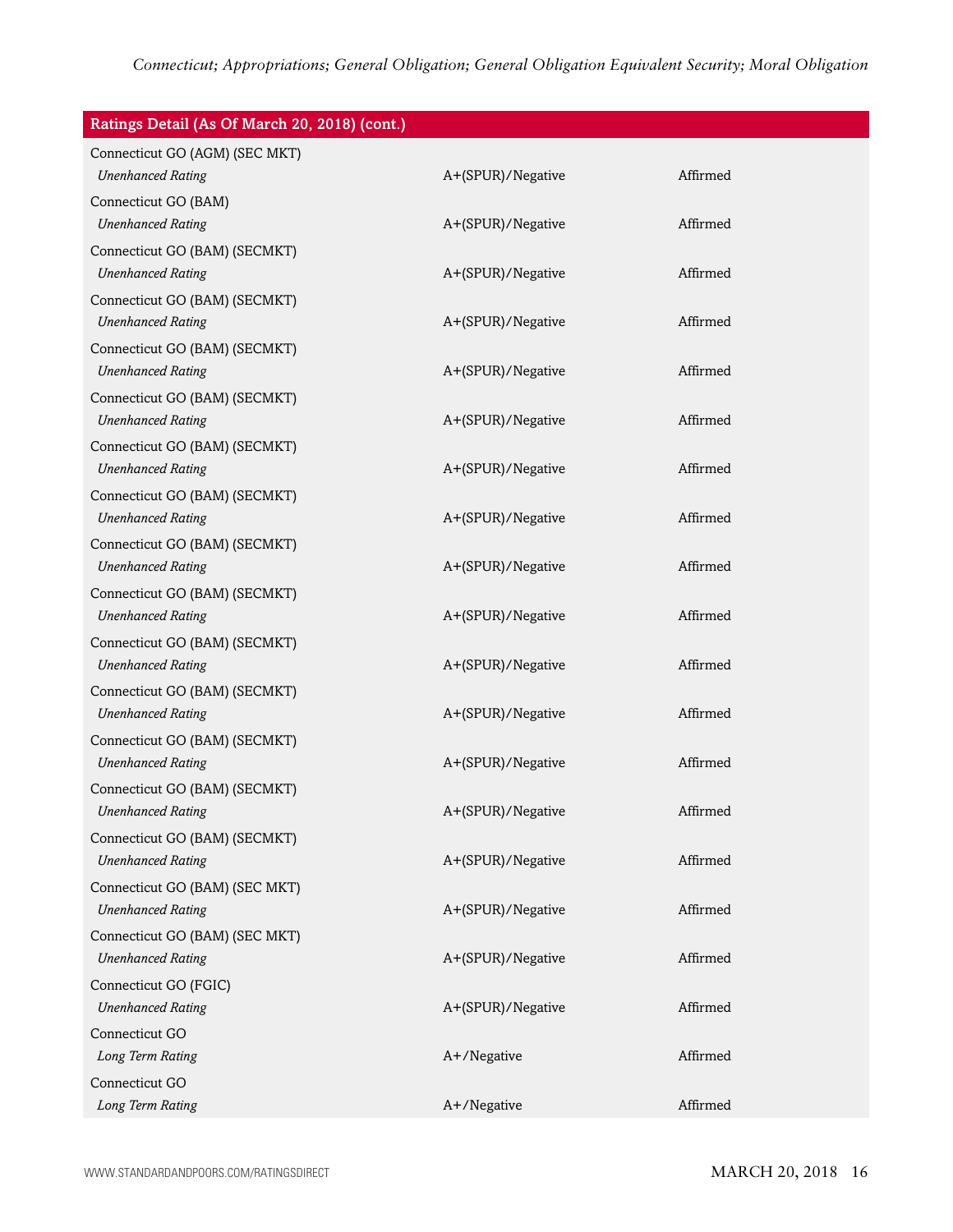| Ratings Detail (As Of March 20, 2018) (cont.) | | |
|---|---|---|
| Connecticut GO (AGM) (SEC MKT) | | |
| *Unenhanced Rating* | A+(SPUR)/Negative | Affirmed |
| Connecticut GO (BAM) | | |
| *Unenhanced Rating* | A+(SPUR)/Negative | Affirmed |
| Connecticut GO (BAM) (SECMKT) | | |
| *Unenhanced Rating* | A+(SPUR)/Negative | Affirmed |
| Connecticut GO (BAM) (SECMKT) | | |
| *Unenhanced Rating* | A+(SPUR)/Negative | Affirmed |
| Connecticut GO (BAM) (SECMKT) | | |
| *Unenhanced Rating* | A+(SPUR)/Negative | Affirmed |
| Connecticut GO (BAM) (SECMKT) | | |
| *Unenhanced Rating* | A+(SPUR)/Negative | Affirmed |
| Connecticut GO (BAM) (SECMKT) | | |
| *Unenhanced Rating* | A+(SPUR)/Negative | Affirmed |
| Connecticut GO (BAM) (SECMKT) | | |
| *Unenhanced Rating* | A+(SPUR)/Negative | Affirmed |
| Connecticut GO (BAM) (SECMKT) | | |
| *Unenhanced Rating* | A+(SPUR)/Negative | Affirmed |
| Connecticut GO (BAM) (SECMKT) | | |
| *Unenhanced Rating* | A+(SPUR)/Negative | Affirmed |
| Connecticut GO (BAM) (SECMKT) | | |
| *Unenhanced Rating* | A+(SPUR)/Negative | Affirmed |
| Connecticut GO (BAM) (SECMKT) | | |
| *Unenhanced Rating* | A+(SPUR)/Negative | Affirmed |
| Connecticut GO (BAM) (SECMKT) | | |
| *Unenhanced Rating* | A+(SPUR)/Negative | Affirmed |
| Connecticut GO (BAM) (SECMKT) | | |
| *Unenhanced Rating* | A+(SPUR)/Negative | Affirmed |
| Connecticut GO (BAM) (SECMKT) | | |
| *Unenhanced Rating* | A+(SPUR)/Negative | Affirmed |
| Connecticut GO (BAM) (SEC MKT) | | |
| *Unenhanced Rating* | A+(SPUR)/Negative | Affirmed |
| Connecticut GO (BAM) (SEC MKT) | | |
| *Unenhanced Rating* | A+(SPUR)/Negative | Affirmed |
| Connecticut GO (FGIC) | | |
| *Unenhanced Rating* | A+(SPUR)/Negative | Affirmed |
| Connecticut GO | | |
| *Long Term Rating* | A+/Negative | Affirmed |
| Connecticut GO | | |
| *Long Term Rating* | A+/Negative | Affirmed |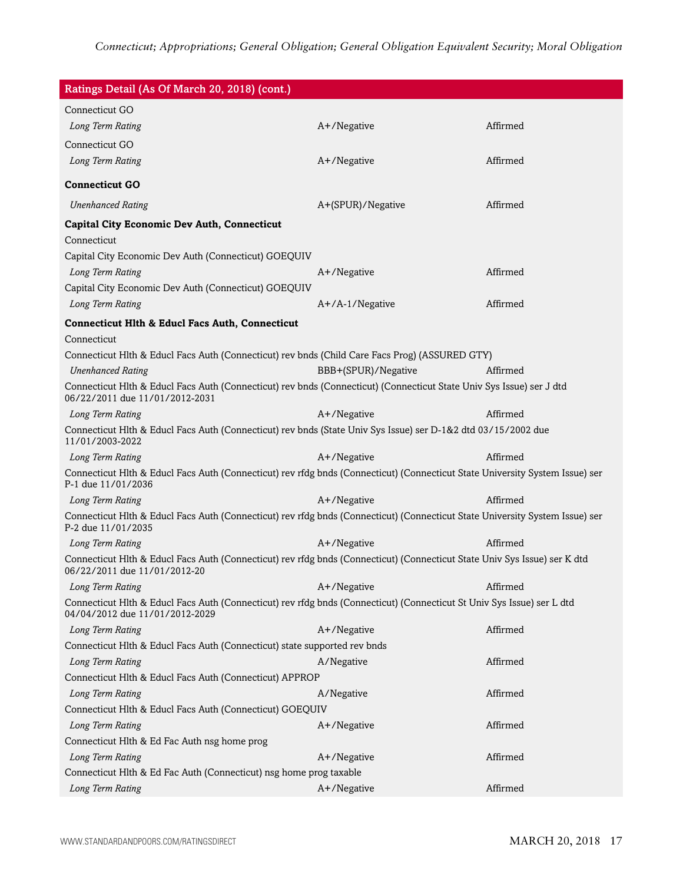| Ratings Detail (As Of March 20, 2018) (cont.) | | |
|---|---|---|
| Connecticut GO | | |
| *Long Term Rating* | A+/Negative | Affirmed |
| Connecticut GO | | |
| *Long Term Rating* | A+/Negative | Affirmed |
| **Connecticut GO** | | |
| *Unenhanced Rating* | A+(SPUR)/Negative | Affirmed |
| **Capital City Economic Dev Auth, Connecticut** | | |
| Connecticut | | |
| Capital City Economic Dev Auth (Connecticut) GOEQUIV | | |
| *Long Term Rating* | A+/Negative | Affirmed |
| Capital City Economic Dev Auth (Connecticut) GOEQUIV | | |
| *Long Term Rating* | A+/A-1/Negative | Affirmed |
| **Connecticut Hlth & Educl Facs Auth, Connecticut** | | |
| Connecticut | | |
| Connecticut Hlth & Educl Facs Auth (Connecticut) rev bnds (Child Care Facs Prog) (ASSURED GTY) | | |
| *Unenhanced Rating* | BBB+(SPUR)/Negative | Affirmed |
| Connecticut Hlth & Educl Facs Auth (Connecticut) rev bnds (Connecticut) (Connecticut State Univ Sys Issue) ser J dtd 06/22/2011 due 11/01/2012-2031 | | |
| *Long Term Rating* | A+/Negative | Affirmed |
| Connecticut Hlth & Educl Facs Auth (Connecticut) rev bnds (State Univ Sys Issue) ser D-1&2 dtd 03/15/2002 due 11/01/2003-2022 | | |
| *Long Term Rating* | A+/Negative | Affirmed |
| Connecticut Hlth & Educl Facs Auth (Connecticut) rev rfdg bnds (Connecticut) (Connecticut State University System Issue) ser P-1 due 11/01/2036 | | |
| *Long Term Rating* | A+/Negative | Affirmed |
| Connecticut Hlth & Educl Facs Auth (Connecticut) rev rfdg bnds (Connecticut) (Connecticut State University System Issue) ser P-2 due 11/01/2035 | | |
| *Long Term Rating* | A+/Negative | Affirmed |
| Connecticut Hlth & Educl Facs Auth (Connecticut) rev rfdg bnds (Connecticut) (Connecticut State Univ Sys Issue) ser K dtd 06/22/2011 due 11/01/2012-20 | | |
| *Long Term Rating* | A+/Negative | Affirmed |
| Connecticut Hlth & Educl Facs Auth (Connecticut) rev rfdg bnds (Connecticut) (Connecticut St Univ Sys Issue) ser L dtd 04/04/2012 due 11/01/2012-2029 | | |
| *Long Term Rating* | A+/Negative | Affirmed |
| Connecticut Hlth & Educl Facs Auth (Connecticut) state supported rev bnds | | |
| *Long Term Rating* | A/Negative | Affirmed |
| Connecticut Hlth & Educl Facs Auth (Connecticut) APPROP | | |
| *Long Term Rating* | A/Negative | Affirmed |
| Connecticut Hlth & Educl Facs Auth (Connecticut) GOEQUIV | | |
| *Long Term Rating* | A+/Negative | Affirmed |
| Connecticut Hlth & Ed Fac Auth nsg home prog | | |
| *Long Term Rating* | A+/Negative | Affirmed |
| Connecticut Hlth & Ed Fac Auth (Connecticut) nsg home prog taxable | | |
| *Long Term Rating* | A+/Negative | Affirmed |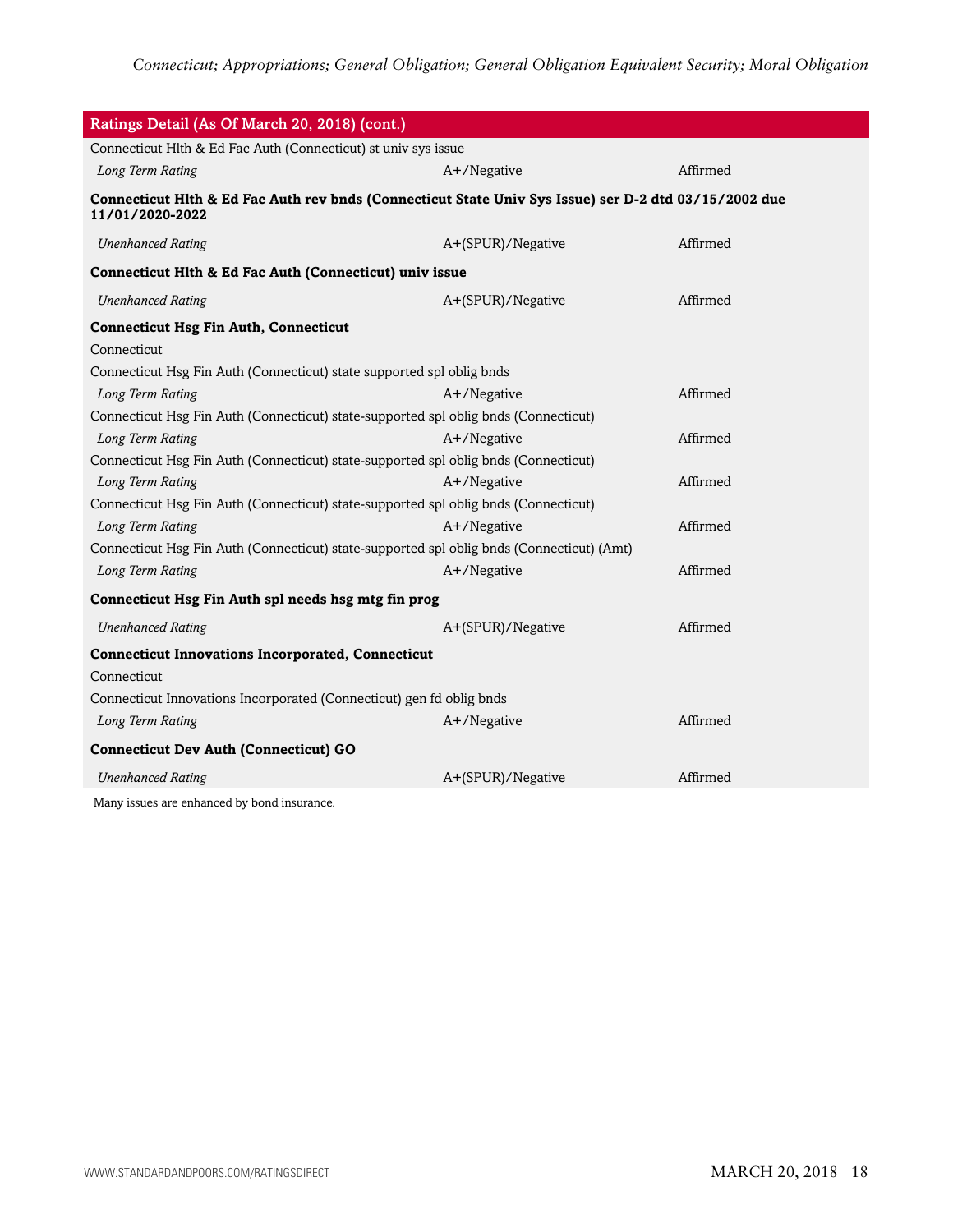| Ratings Detail (As Of March 20, 2018) (cont.) | | |
|---|---|---|
| Connecticut Hlth & Ed Fac Auth (Connecticut) st univ sys issue | | |
| *Long Term Rating* | A+/Negative | Affirmed |
| **Connecticut Hlth & Ed Fac Auth rev bnds (Connecticut State Univ Sys Issue) ser D-2 dtd 03/15/2002 due 11/01/2020-2022** | | |
| *Unenhanced Rating* | A+(SPUR)/Negative | Affirmed |
| **Connecticut Hlth & Ed Fac Auth (Connecticut) univ issue** | | |
| *Unenhanced Rating* | A+(SPUR)/Negative | Affirmed |
| **Connecticut Hsg Fin Auth, Connecticut** | | |
| Connecticut | | |
| Connecticut Hsg Fin Auth (Connecticut) state supported spl oblig bnds | | |
| *Long Term Rating* | A+/Negative | Affirmed |
| Connecticut Hsg Fin Auth (Connecticut) state-supported spl oblig bnds (Connecticut) | | |
| *Long Term Rating* | A+/Negative | Affirmed |
| Connecticut Hsg Fin Auth (Connecticut) state-supported spl oblig bnds (Connecticut) | | |
| *Long Term Rating* | A+/Negative | Affirmed |
| Connecticut Hsg Fin Auth (Connecticut) state-supported spl oblig bnds (Connecticut) | | |
| *Long Term Rating* | A+/Negative | Affirmed |
| Connecticut Hsg Fin Auth (Connecticut) state-supported spl oblig bnds (Connecticut) (Amt) | | |
| *Long Term Rating* | A+/Negative | Affirmed |
| **Connecticut Hsg Fin Auth spl needs hsg mtg fin prog** | | |
| *Unenhanced Rating* | A+(SPUR)/Negative | Affirmed |
| **Connecticut Innovations Incorporated, Connecticut** | | |
| Connecticut | | |
| Connecticut Innovations Incorporated (Connecticut) gen fd oblig bnds | | |
| *Long Term Rating* | A+/Negative | Affirmed |
| **Connecticut Dev Auth (Connecticut) GO** | | |
| *Unenhanced Rating* | A+(SPUR)/Negative | Affirmed |

Many issues are enhanced by bond insurance.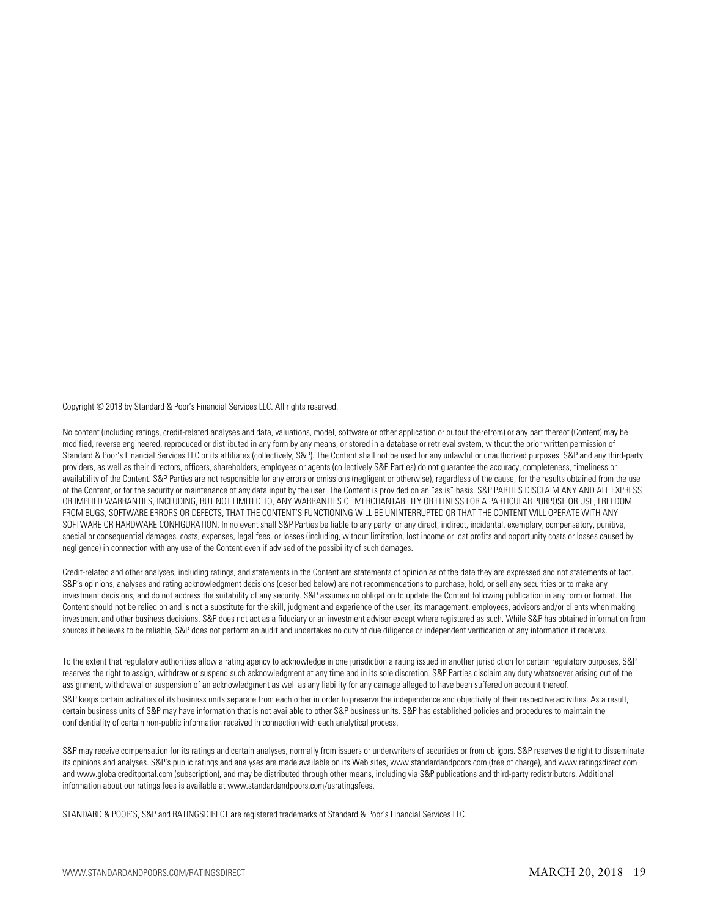Copyright © 2018 by Standard & Poor's Financial Services LLC. All rights reserved.

No content (including ratings, credit-related analyses and data, valuations, model, software or other application or output therefrom) or any part thereof (Content) may be modified, reverse engineered, reproduced or distributed in any form by any means, or stored in a database or retrieval system, without the prior written permission of Standard & Poor's Financial Services LLC or its affiliates (collectively, S&P). The Content shall not be used for any unlawful or unauthorized purposes. S&P and any third-party providers, as well as their directors, officers, shareholders, employees or agents (collectively S&P Parties) do not guarantee the accuracy, completeness, timeliness or availability of the Content. S&P Parties are not responsible for any errors or omissions (negligent or otherwise), regardless of the cause, for the results obtained from the use of the Content, or for the security or maintenance of any data input by the user. The Content is provided on an "as is" basis. S&P PARTIES DISCLAIM ANY AND ALL EXPRESS OR IMPLIED WARRANTIES, INCLUDING, BUT NOT LIMITED TO, ANY WARRANTIES OF MERCHANTABILITY OR FITNESS FOR A PARTICULAR PURPOSE OR USE, FREEDOM FROM BUGS, SOFTWARE ERRORS OR DEFECTS, THAT THE CONTENT'S FUNCTIONING WILL BE UNINTERRUPTED OR THAT THE CONTENT WILL OPERATE WITH ANY SOFTWARE OR HARDWARE CONFIGURATION. In no event shall S&P Parties be liable to any party for any direct, indirect, incidental, exemplary, compensatory, punitive, special or consequential damages, costs, expenses, legal fees, or losses (including, without limitation, lost income or lost profits and opportunity costs or losses caused by negligence) in connection with any use of the Content even if advised of the possibility of such damages.

Credit-related and other analyses, including ratings, and statements in the Content are statements of opinion as of the date they are expressed and not statements of fact. S&P's opinions, analyses and rating acknowledgment decisions (described below) are not recommendations to purchase, hold, or sell any securities or to make any investment decisions, and do not address the suitability of any security. S&P assumes no obligation to update the Content following publication in any form or format. The Content should not be relied on and is not a substitute for the skill, judgment and experience of the user, its management, employees, advisors and/or clients when making investment and other business decisions. S&P does not act as a fiduciary or an investment advisor except where registered as such. While S&P has obtained information from sources it believes to be reliable, S&P does not perform an audit and undertakes no duty of due diligence or independent verification of any information it receives.

To the extent that regulatory authorities allow a rating agency to acknowledge in one jurisdiction a rating issued in another jurisdiction for certain regulatory purposes, S&P reserves the right to assign, withdraw or suspend such acknowledgment at any time and in its sole discretion. S&P Parties disclaim any duty whatsoever arising out of the assignment, withdrawal or suspension of an acknowledgment as well as any liability for any damage alleged to have been suffered on account thereof.

S&P keeps certain activities of its business units separate from each other in order to preserve the independence and objectivity of their respective activities. As a result, certain business units of S&P may have information that is not available to other S&P business units. S&P has established policies and procedures to maintain the confidentiality of certain non-public information received in connection with each analytical process.

S&P may receive compensation for its ratings and certain analyses, normally from issuers or underwriters of securities or from obligors. S&P reserves the right to disseminate its opinions and analyses. S&P's public ratings and analyses are made available on its Web sites, www.standardandpoors.com (free of charge), and www.ratingsdirect.com and www.globalcreditportal.com (subscription), and may be distributed through other means, including via S&P publications and third-party redistributors. Additional information about our ratings fees is available at www.standardandpoors.com/usratingsfees.

STANDARD & POOR'S, S&P and RATINGSDIRECT are registered trademarks of Standard & Poor's Financial Services LLC.